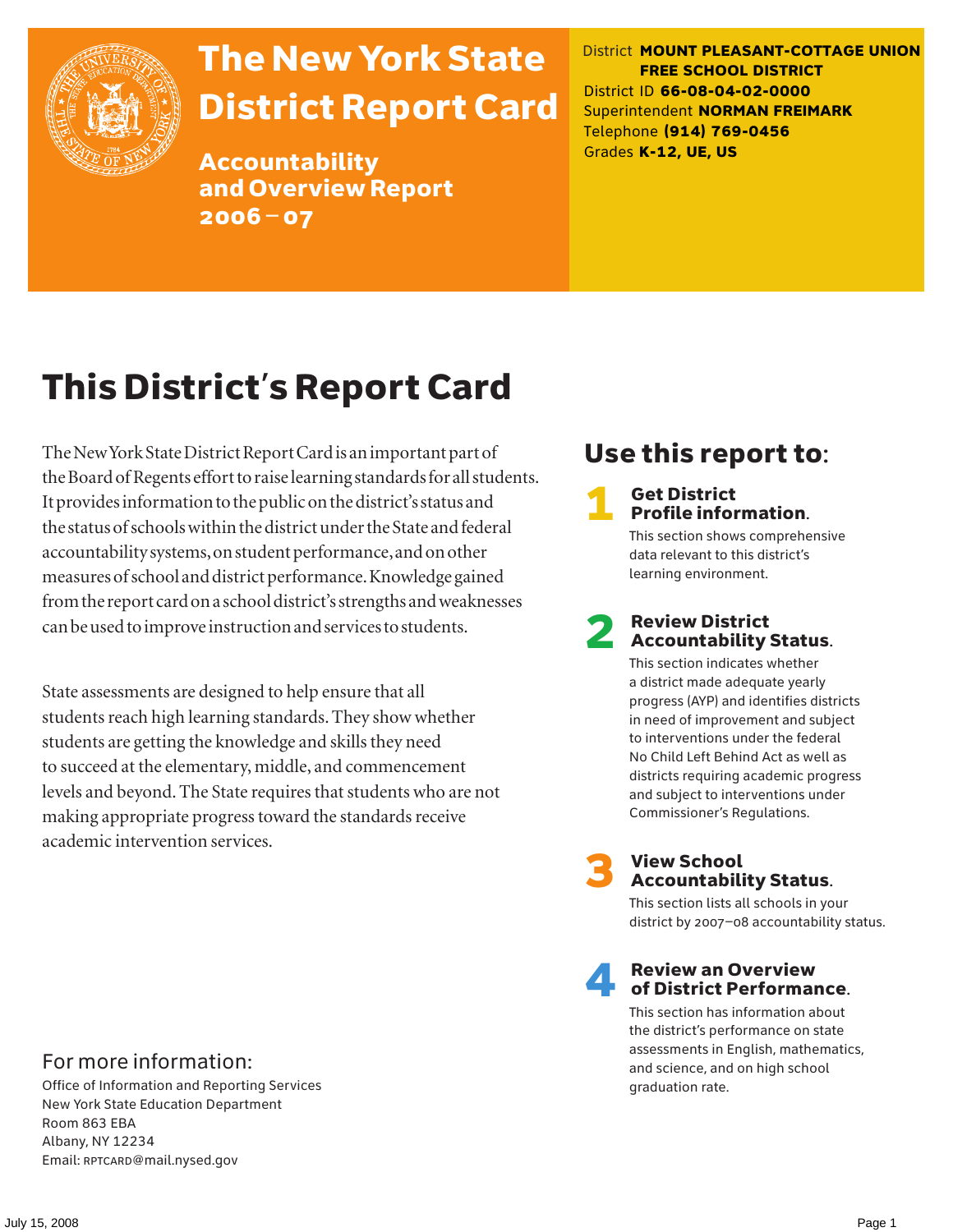# The New York State District Report Card

## Accountability and Overview Report 2006 – 07

District **MOUNT PLEASANT-COTTAGE UNION FREE SCHOOL DISTRICT**
District ID **66-08-04-02-0000**
Superintendent **NORMAN FREIMARK**
Telephone **(914) 769-0456**
Grades **K-12, UE, US**

# This District's Report Card

The New York State District Report Card is an important part of the Board of Regents effort to raise learning standards for all students. It provides information to the public on the district's status and the status of schools within the district under the State and federal accountability systems, on student performance, and on other measures of school and district performance. Knowledge gained from the report card on a school district's strengths and weaknesses can be used to improve instruction and services to students.

State assessments are designed to help ensure that all students reach high learning standards. They show whether students are getting the knowledge and skills they need to succeed at the elementary, middle, and commencement levels and beyond. The State requires that students who are not making appropriate progress toward the standards receive academic intervention services.

## Use this report to:

1. **Get District Profile information.**
   This section shows comprehensive data relevant to this district's learning environment.

2. **Review District Accountability Status.**
   This section indicates whether a district made adequate yearly progress (AYP) and identifies districts in need of improvement and subject to interventions under the federal No Child Left Behind Act as well as districts requiring academic progress and subject to interventions under Commissioner's Regulations.

3. **View School Accountability Status.**
   This section lists all schools in your district by 2007–08 accountability status.

4. **Review an Overview of District Performance.**
   This section has information about the district's performance on state assessments in English, mathematics, and science, and on high school graduation rate.

## For more information:

Office of Information and Reporting Services
New York State Education Department
Room 863 EBA
Albany, NY 12234
Email: RPTCARD@mail.nysed.gov

July 15, 2008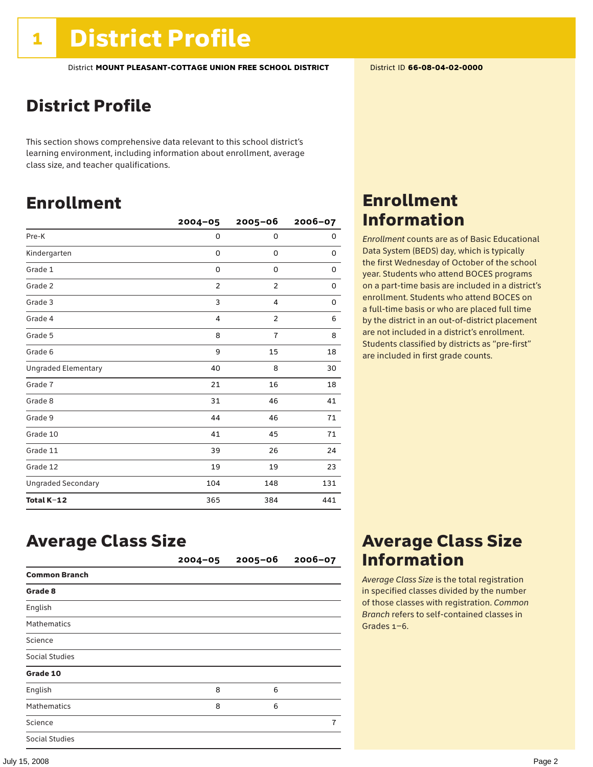# 1 District Profile

District **MOUNT PLEASANT-COTTAGE UNION FREE SCHOOL DISTRICT** District ID **66-08-04-02-0000**

## District Profile

This section shows comprehensive data relevant to this school district's learning environment, including information about enrollment, average class size, and teacher qualifications.

## Enrollment

| | 2004–05 | 2005–06 | 2006–07 |
|---|---|---|---|
| Pre-K | 0 | 0 | 0 |
| Kindergarten | 0 | 0 | 0 |
| Grade 1 | 0 | 0 | 0 |
| Grade 2 | 2 | 2 | 0 |
| Grade 3 | 3 | 4 | 0 |
| Grade 4 | 4 | 2 | 6 |
| Grade 5 | 8 | 7 | 8 |
| Grade 6 | 9 | 15 | 18 |
| Ungraded Elementary | 40 | 8 | 30 |
| Grade 7 | 21 | 16 | 18 |
| Grade 8 | 31 | 46 | 41 |
| Grade 9 | 44 | 46 | 71 |
| Grade 10 | 41 | 45 | 71 |
| Grade 11 | 39 | 26 | 24 |
| Grade 12 | 19 | 19 | 23 |
| Ungraded Secondary | 104 | 148 | 131 |
| **Total K–12** | 365 | 384 | 441 |

## Enrollment Information

*Enrollment* counts are as of Basic Educational Data System (BEDS) day, which is typically the first Wednesday of October of the school year. Students who attend BOCES programs on a part-time basis are included in a district's enrollment. Students who attend BOCES on a full-time basis or who are placed full time by the district in an out-of-district placement are not included in a district's enrollment. Students classified by districts as "pre-first" are included in first grade counts.

## Average Class Size

| | 2004–05 | 2005–06 | 2006–07 |
|---|---|---|---|
| **Common Branch** | | | |
| **Grade 8** | | | |
| English | | | |
| Mathematics | | | |
| Science | | | |
| Social Studies | | | |
| **Grade 10** | | | |
| English | 8 | 6 | |
| Mathematics | 8 | 6 | |
| Science | | | 7 |
| Social Studies | | | |

## Average Class Size Information

*Average Class Size* is the total registration in specified classes divided by the number of those classes with registration. *Common Branch* refers to self-contained classes in Grades 1–6.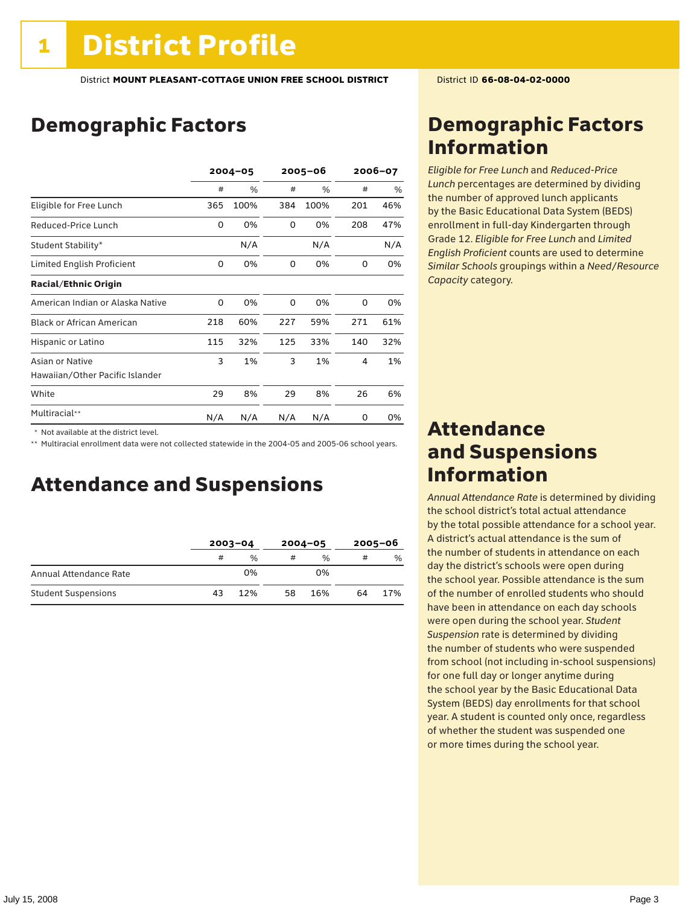# 1 District Profile

District **MOUNT PLEASANT-COTTAGE UNION FREE SCHOOL DISTRICT** District ID **66-08-04-02-0000**

## Demographic Factors

| | 2004–05 | | 2005–06 | | 2006–07 | |
|---|---|---|---|---|---|---|
| | # | % | # | % | # | % |
| Eligible for Free Lunch | 365 | 100% | 384 | 100% | 201 | 46% |
| Reduced-Price Lunch | 0 | 0% | 0 | 0% | 208 | 47% |
| Student Stability* | | N/A | | N/A | | N/A |
| Limited English Proficient | 0 | 0% | 0 | 0% | 0 | 0% |
| **Racial/Ethnic Origin** | | | | | | |
| American Indian or Alaska Native | 0 | 0% | 0 | 0% | 0 | 0% |
| Black or African American | 218 | 60% | 227 | 59% | 271 | 61% |
| Hispanic or Latino | 115 | 32% | 125 | 33% | 140 | 32% |
| Asian or Native Hawaiian/Other Pacific Islander | 3 | 1% | 3 | 1% | 4 | 1% |
| White | 29 | 8% | 29 | 8% | 26 | 6% |
| Multiracial** | N/A | N/A | N/A | N/A | 0 | 0% |

\* Not available at the district level.

\*\* Multiracial enrollment data were not collected statewide in the 2004-05 and 2005-06 school years.

## Attendance and Suspensions

| | 2003–04 | | 2004–05 | | 2005–06 | |
|---|---|---|---|---|---|---|
| | # | % | # | % | # | % |
| Annual Attendance Rate | | 0% | | 0% | | |
| Student Suspensions | 43 | 12% | 58 | 16% | 64 | 17% |

## Demographic Factors Information

*Eligible for Free Lunch* and *Reduced-Price Lunch* percentages are determined by dividing the number of approved lunch applicants by the Basic Educational Data System (BEDS) enrollment in full-day Kindergarten through Grade 12. *Eligible for Free Lunch* and *Limited English Proficient* counts are used to determine *Similar Schools* groupings within a *Need/Resource Capacity* category.

## Attendance and Suspensions Information

*Annual Attendance Rate* is determined by dividing the school district's total actual attendance by the total possible attendance for a school year. A district's actual attendance is the sum of the number of students in attendance on each day the district's schools were open during the school year. Possible attendance is the sum of the number of enrolled students who should have been in attendance on each day schools were open during the school year. *Student Suspension* rate is determined by dividing the number of students who were suspended from school (not including in-school suspensions) for one full day or longer anytime during the school year by the Basic Educational Data System (BEDS) day enrollments for that school year. A student is counted only once, regardless of whether the student was suspended one or more times during the school year.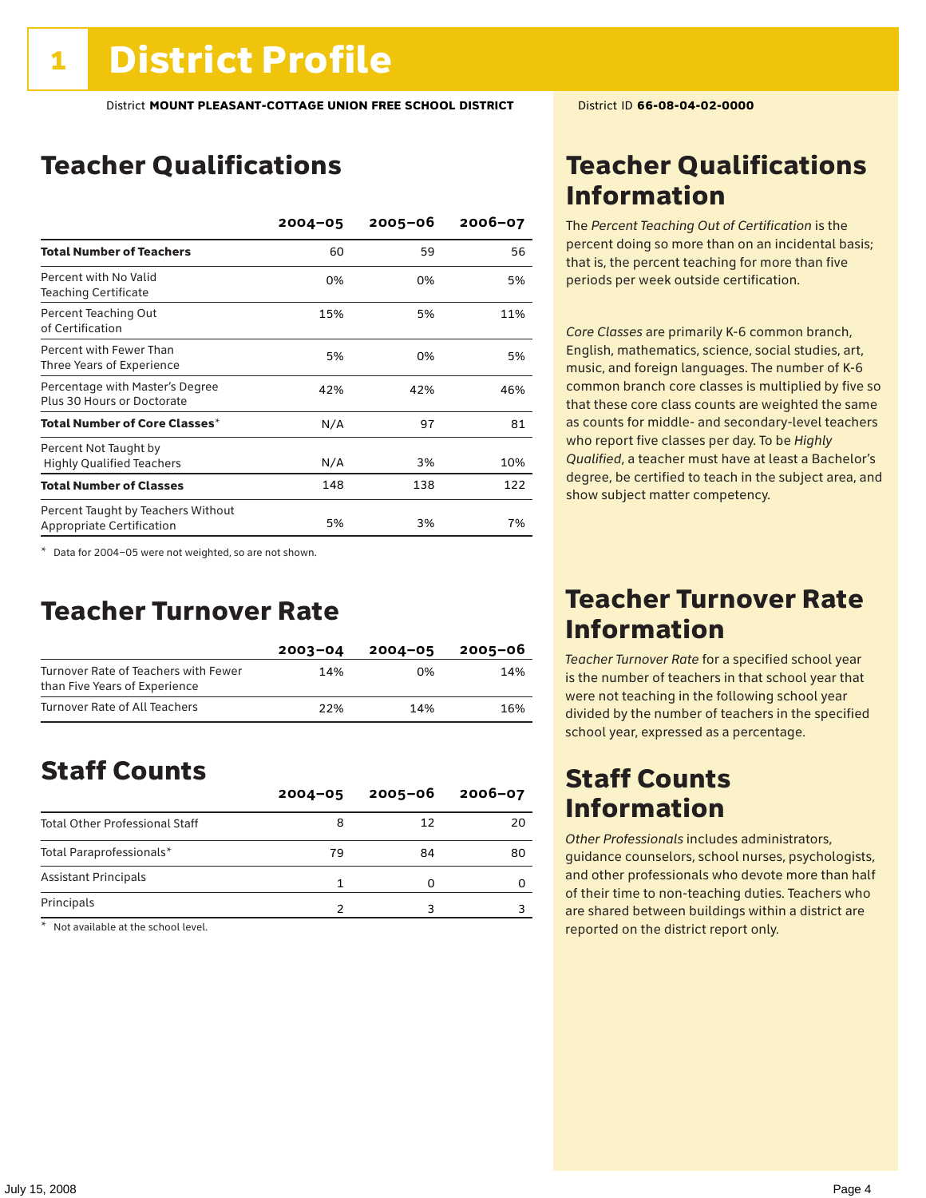# 1 District Profile

District **MOUNT PLEASANT-COTTAGE UNION FREE SCHOOL DISTRICT** District ID **66-08-04-02-0000**

## Teacher Qualifications

| | 2004–05 | 2005–06 | 2006–07 |
|---|---|---|---|
| **Total Number of Teachers** | 60 | 59 | 56 |
| Percent with No Valid Teaching Certificate | 0% | 0% | 5% |
| Percent Teaching Out of Certification | 15% | 5% | 11% |
| Percent with Fewer Than Three Years of Experience | 5% | 0% | 5% |
| Percentage with Master's Degree Plus 30 Hours or Doctorate | 42% | 42% | 46% |
| **Total Number of Core Classes*** | N/A | 97 | 81 |
| Percent Not Taught by Highly Qualified Teachers | N/A | 3% | 10% |
| **Total Number of Classes** | 148 | 138 | 122 |
| Percent Taught by Teachers Without Appropriate Certification | 5% | 3% | 7% |

* Data for 2004–05 were not weighted, so are not shown.

## Teacher Qualifications Information

The *Percent Teaching Out of Certification* is the percent doing so more than on an incidental basis; that is, the percent teaching for more than five periods per week outside certification.

*Core Classes* are primarily K-6 common branch, English, mathematics, science, social studies, art, music, and foreign languages. The number of K-6 common branch core classes is multiplied by five so that these core class counts are weighted the same as counts for middle- and secondary-level teachers who report five classes per day. To be *Highly Qualified*, a teacher must have at least a Bachelor's degree, be certified to teach in the subject area, and show subject matter competency.

## Teacher Turnover Rate

| | 2003–04 | 2004–05 | 2005–06 |
|---|---|---|---|
| Turnover Rate of Teachers with Fewer than Five Years of Experience | 14% | 0% | 14% |
| Turnover Rate of All Teachers | 22% | 14% | 16% |

## Teacher Turnover Rate Information

*Teacher Turnover Rate* for a specified school year is the number of teachers in that school year that were not teaching in the following school year divided by the number of teachers in the specified school year, expressed as a percentage.

## Staff Counts

| | 2004–05 | 2005–06 | 2006–07 |
|---|---|---|---|
| Total Other Professional Staff | 8 | 12 | 20 |
| Total Paraprofessionals* | 79 | 84 | 80 |
| Assistant Principals | 1 | 0 | 0 |
| Principals | 2 | 3 | 3 |

* Not available at the school level.

## Staff Counts Information

*Other Professionals* includes administrators, guidance counselors, school nurses, psychologists, and other professionals who devote more than half of their time to non-teaching duties. Teachers who are shared between buildings within a district are reported on the district report only.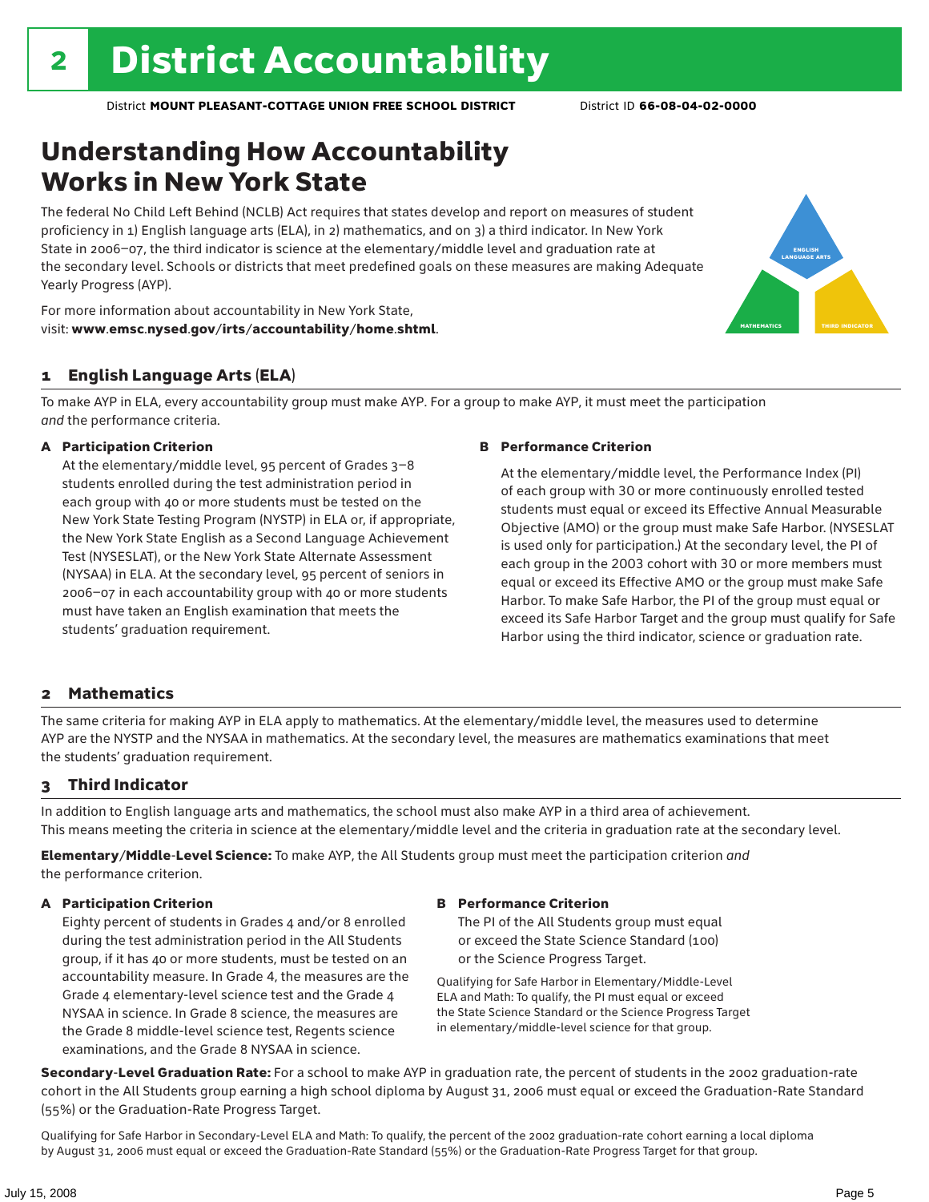# 2 District Accountability

District **MOUNT PLEASANT-COTTAGE UNION FREE SCHOOL DISTRICT** District ID **66-08-04-02-0000**

## Understanding How Accountability Works in New York State

The federal No Child Left Behind (NCLB) Act requires that states develop and report on measures of student proficiency in 1) English language arts (ELA), in 2) mathematics, and on 3) a third indicator. In New York State in 2006–07, the third indicator is science at the elementary/middle level and graduation rate at the secondary level. Schools or districts that meet predefined goals on these measures are making Adequate Yearly Progress (AYP).

For more information about accountability in New York State, visit: **www.emsc.nysed.gov/irts/accountability/home.shtml**.

### 1 English Language Arts (ELA)

To make AYP in ELA, every accountability group must make AYP. For a group to make AYP, it must meet the participation *and* the performance criteria.

**A Participation Criterion**

At the elementary/middle level, 95 percent of Grades 3–8 students enrolled during the test administration period in each group with 40 or more students must be tested on the New York State Testing Program (NYSTP) in ELA or, if appropriate, the New York State English as a Second Language Achievement Test (NYSESLAT), or the New York State Alternate Assessment (NYSAA) in ELA. At the secondary level, 95 percent of seniors in 2006–07 in each accountability group with 40 or more students must have taken an English examination that meets the students' graduation requirement.

**B Performance Criterion**

At the elementary/middle level, the Performance Index (PI) of each group with 30 or more continuously enrolled tested students must equal or exceed its Effective Annual Measurable Objective (AMO) or the group must make Safe Harbor. (NYSESLAT is used only for participation.) At the secondary level, the PI of each group in the 2003 cohort with 30 or more members must equal or exceed its Effective AMO or the group must make Safe Harbor. To make Safe Harbor, the PI of the group must equal or exceed its Safe Harbor Target and the group must qualify for Safe Harbor using the third indicator, science or graduation rate.

### 2 Mathematics

The same criteria for making AYP in ELA apply to mathematics. At the elementary/middle level, the measures used to determine AYP are the NYSTP and the NYSAA in mathematics. At the secondary level, the measures are mathematics examinations that meet the students' graduation requirement.

### 3 Third Indicator

In addition to English language arts and mathematics, the school must also make AYP in a third area of achievement. This means meeting the criteria in science at the elementary/middle level and the criteria in graduation rate at the secondary level.

**Elementary/Middle-Level Science:** To make AYP, the All Students group must meet the participation criterion *and* the performance criterion.

**A Participation Criterion**

Eighty percent of students in Grades 4 and/or 8 enrolled during the test administration period in the All Students group, if it has 40 or more students, must be tested on an accountability measure. In Grade 4, the measures are the Grade 4 elementary-level science test and the Grade 4 NYSAA in science. In Grade 8 science, the measures are the Grade 8 middle-level science test, Regents science examinations, and the Grade 8 NYSAA in science.

**B Performance Criterion**

The PI of the All Students group must equal or exceed the State Science Standard (100) or the Science Progress Target.

Qualifying for Safe Harbor in Elementary/Middle-Level ELA and Math: To qualify, the PI must equal or exceed the State Science Standard or the Science Progress Target in elementary/middle-level science for that group.

**Secondary-Level Graduation Rate:** For a school to make AYP in graduation rate, the percent of students in the 2002 graduation-rate cohort in the All Students group earning a high school diploma by August 31, 2006 must equal or exceed the Graduation-Rate Standard (55%) or the Graduation-Rate Progress Target.

Qualifying for Safe Harbor in Secondary-Level ELA and Math: To qualify, the percent of the 2002 graduation-rate cohort earning a local diploma by August 31, 2006 must equal or exceed the Graduation-Rate Standard (55%) or the Graduation-Rate Progress Target for that group.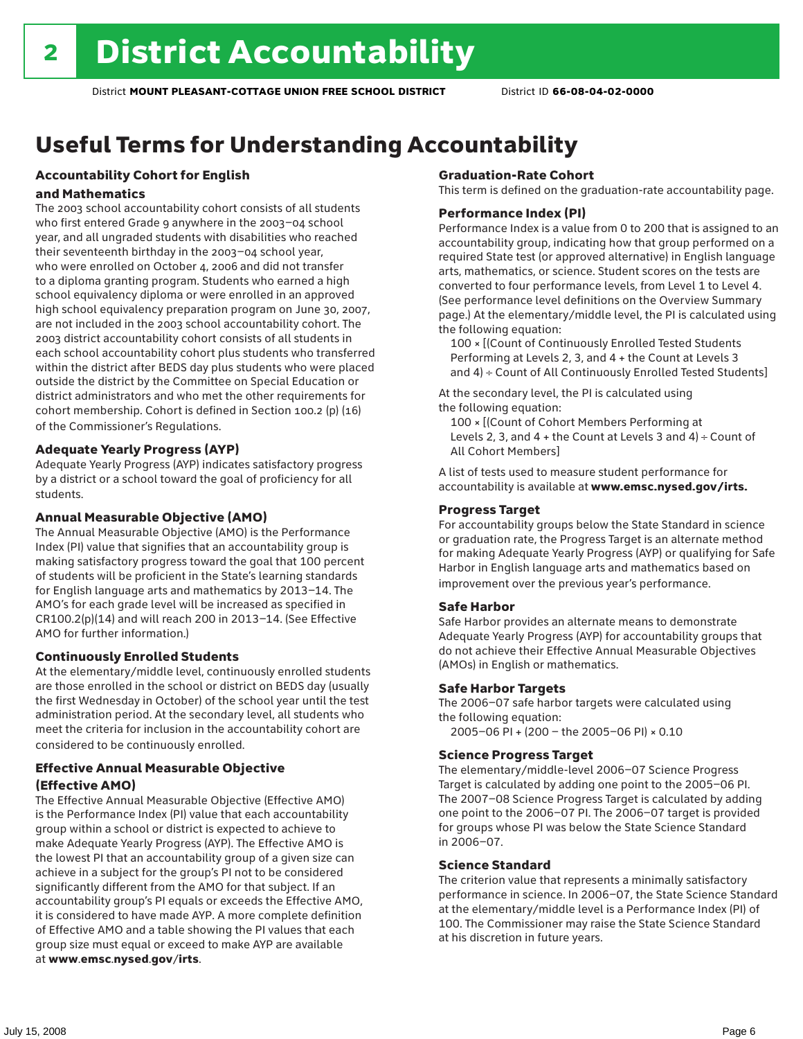# 2 District Accountability

District **MOUNT PLEASANT-COTTAGE UNION FREE SCHOOL DISTRICT** District ID **66-08-04-02-0000**

## Useful Terms for Understanding Accountability

### Accountability Cohort for English and Mathematics

The 2003 school accountability cohort consists of all students who first entered Grade 9 anywhere in the 2003–04 school year, and all ungraded students with disabilities who reached their seventeenth birthday in the 2003–04 school year, who were enrolled on October 4, 2006 and did not transfer to a diploma granting program. Students who earned a high school equivalency diploma or were enrolled in an approved high school equivalency preparation program on June 30, 2007, are not included in the 2003 school accountability cohort. The 2003 district accountability cohort consists of all students in each school accountability cohort plus students who transferred within the district after BEDS day plus students who were placed outside the district by the Committee on Special Education or district administrators and who met the other requirements for cohort membership. Cohort is defined in Section 100.2 (p) (16) of the Commissioner's Regulations.

### Adequate Yearly Progress (AYP)

Adequate Yearly Progress (AYP) indicates satisfactory progress by a district or a school toward the goal of proficiency for all students.

### Annual Measurable Objective (AMO)

The Annual Measurable Objective (AMO) is the Performance Index (PI) value that signifies that an accountability group is making satisfactory progress toward the goal that 100 percent of students will be proficient in the State's learning standards for English language arts and mathematics by 2013–14. The AMO's for each grade level will be increased as specified in CR100.2(p)(14) and will reach 200 in 2013–14. (See Effective AMO for further information.)

### Continuously Enrolled Students

At the elementary/middle level, continuously enrolled students are those enrolled in the school or district on BEDS day (usually the first Wednesday in October) of the school year until the test administration period. At the secondary level, all students who meet the criteria for inclusion in the accountability cohort are considered to be continuously enrolled.

### Effective Annual Measurable Objective (Effective AMO)

The Effective Annual Measurable Objective (Effective AMO) is the Performance Index (PI) value that each accountability group within a school or district is expected to achieve to make Adequate Yearly Progress (AYP). The Effective AMO is the lowest PI that an accountability group of a given size can achieve in a subject for the group's PI not to be considered significantly different from the AMO for that subject. If an accountability group's PI equals or exceeds the Effective AMO, it is considered to have made AYP. A more complete definition of Effective AMO and a table showing the PI values that each group size must equal or exceed to make AYP are available at **www.emsc.nysed.gov/irts**.

### Graduation-Rate Cohort

This term is defined on the graduation-rate accountability page.

### Performance Index (PI)

Performance Index is a value from 0 to 200 that is assigned to an accountability group, indicating how that group performed on a required State test (or approved alternative) in English language arts, mathematics, or science. Student scores on the tests are converted to four performance levels, from Level 1 to Level 4. (See performance level definitions on the Overview Summary page.) At the elementary/middle level, the PI is calculated using the following equation:

100 × [(Count of Continuously Enrolled Tested Students Performing at Levels 2, 3, and 4 + the Count at Levels 3 and 4) ÷ Count of All Continuously Enrolled Tested Students]

At the secondary level, the PI is calculated using the following equation:

100 × [(Count of Cohort Members Performing at Levels 2, 3, and 4 + the Count at Levels 3 and 4) ÷ Count of All Cohort Members]

A list of tests used to measure student performance for accountability is available at **www.emsc.nysed.gov/irts.**

### Progress Target

For accountability groups below the State Standard in science or graduation rate, the Progress Target is an alternate method for making Adequate Yearly Progress (AYP) or qualifying for Safe Harbor in English language arts and mathematics based on improvement over the previous year's performance.

### Safe Harbor

Safe Harbor provides an alternate means to demonstrate Adequate Yearly Progress (AYP) for accountability groups that do not achieve their Effective Annual Measurable Objectives (AMOs) in English or mathematics.

### Safe Harbor Targets

The 2006–07 safe harbor targets were calculated using the following equation:

2005–06 PI + (200 – the 2005–06 PI) × 0.10

### Science Progress Target

The elementary/middle-level 2006–07 Science Progress Target is calculated by adding one point to the 2005–06 PI. The 2007–08 Science Progress Target is calculated by adding one point to the 2006–07 PI. The 2006–07 target is provided for groups whose PI was below the State Science Standard in 2006–07.

### Science Standard

The criterion value that represents a minimally satisfactory performance in science. In 2006–07, the State Science Standard at the elementary/middle level is a Performance Index (PI) of 100. The Commissioner may raise the State Science Standard at his discretion in future years.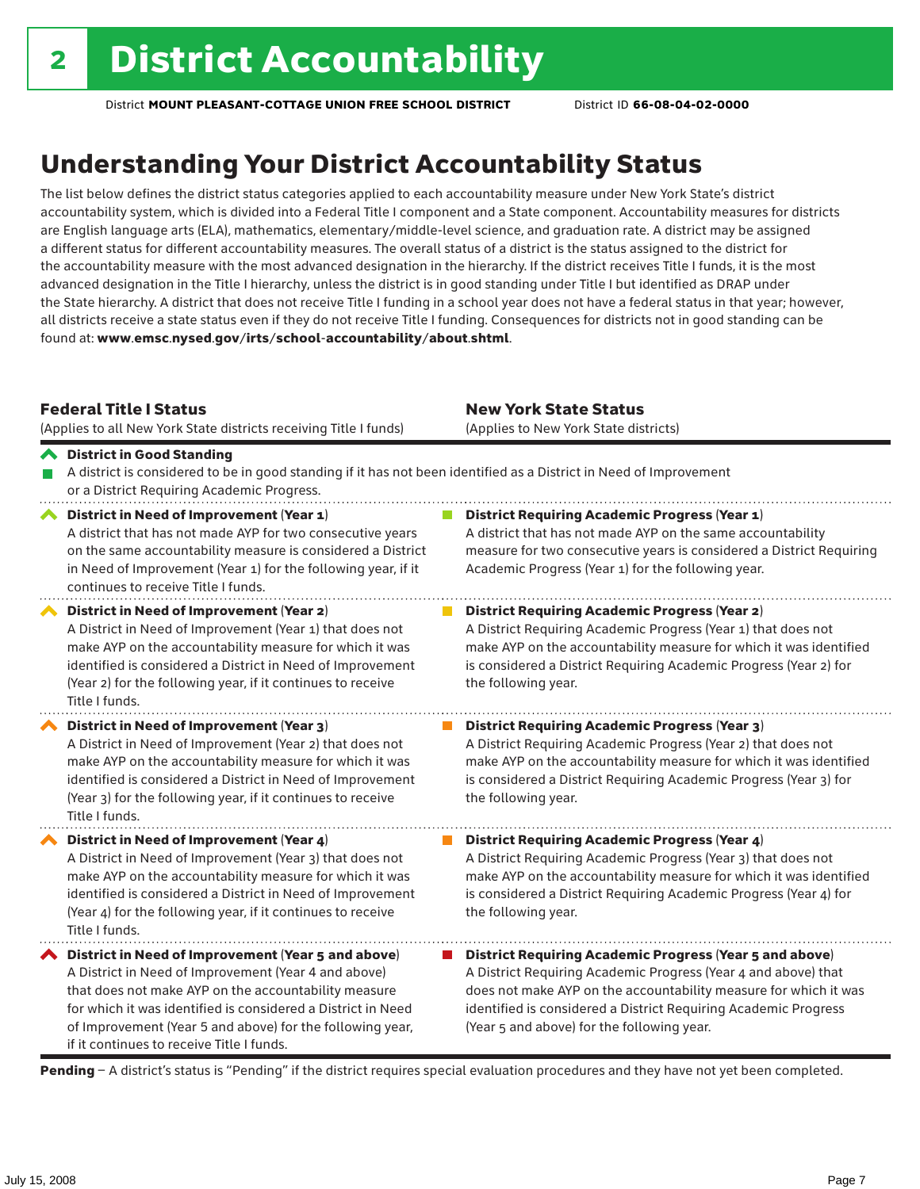# 2 District Accountability

District **MOUNT PLEASANT-COTTAGE UNION FREE SCHOOL DISTRICT** District ID **66-08-04-02-0000**

## Understanding Your District Accountability Status

The list below defines the district status categories applied to each accountability measure under New York State's district accountability system, which is divided into a Federal Title I component and a State component. Accountability measures for districts are English language arts (ELA), mathematics, elementary/middle-level science, and graduation rate. A district may be assigned a different status for different accountability measures. The overall status of a district is the status assigned to the district for the accountability measure with the most advanced designation in the hierarchy. If the district receives Title I funds, it is the most advanced designation in the Title I hierarchy, unless the district is in good standing under Title I but identified as DRAP under the State hierarchy. A district that does not receive Title I funding in a school year does not have a federal status in that year; however, all districts receive a state status even if they do not receive Title I funding. Consequences for districts not in good standing can be found at: **www.emsc.nysed.gov/irts/school-accountability/about.shtml**.

| **Federal Title I Status** (Applies to all New York State districts receiving Title I funds) | **New York State Status** (Applies to New York State districts) |
|---|---|
| **District in Good Standing** A district is considered to be in good standing if it has not been identified as a District in Need of Improvement or a District Requiring Academic Progress. | |
| **District in Need of Improvement (Year 1)** A district that has not made AYP for two consecutive years on the same accountability measure is considered a District in Need of Improvement (Year 1) for the following year, if it continues to receive Title I funds. | **District Requiring Academic Progress (Year 1)** A district that has not made AYP on the same accountability measure for two consecutive years is considered a District Requiring Academic Progress (Year 1) for the following year. |
| **District in Need of Improvement (Year 2)** A District in Need of Improvement (Year 1) that does not make AYP on the accountability measure for which it was identified is considered a District in Need of Improvement (Year 2) for the following year, if it continues to receive Title I funds. | **District Requiring Academic Progress (Year 2)** A District Requiring Academic Progress (Year 1) that does not make AYP on the accountability measure for which it was identified is considered a District Requiring Academic Progress (Year 2) for the following year. |
| **District in Need of Improvement (Year 3)** A District in Need of Improvement (Year 2) that does not make AYP on the accountability measure for which it was identified is considered a District in Need of Improvement (Year 3) for the following year, if it continues to receive Title I funds. | **District Requiring Academic Progress (Year 3)** A District Requiring Academic Progress (Year 2) that does not make AYP on the accountability measure for which it was identified is considered a District Requiring Academic Progress (Year 3) for the following year. |
| **District in Need of Improvement (Year 4)** A District in Need of Improvement (Year 3) that does not make AYP on the accountability measure for which it was identified is considered a District in Need of Improvement (Year 4) for the following year, if it continues to receive Title I funds. | **District Requiring Academic Progress (Year 4)** A District Requiring Academic Progress (Year 3) that does not make AYP on the accountability measure for which it was identified is considered a District Requiring Academic Progress (Year 4) for the following year. |
| **District in Need of Improvement (Year 5 and above)** A District in Need of Improvement (Year 4 and above) that does not make AYP on the accountability measure for which it was identified is considered a District in Need of Improvement (Year 5 and above) for the following year, if it continues to receive Title I funds. | **District Requiring Academic Progress (Year 5 and above)** A District Requiring Academic Progress (Year 4 and above) that does not make AYP on the accountability measure for which it was identified is considered a District Requiring Academic Progress (Year 5 and above) for the following year. |

**Pending** – A district's status is "Pending" if the district requires special evaluation procedures and they have not yet been completed.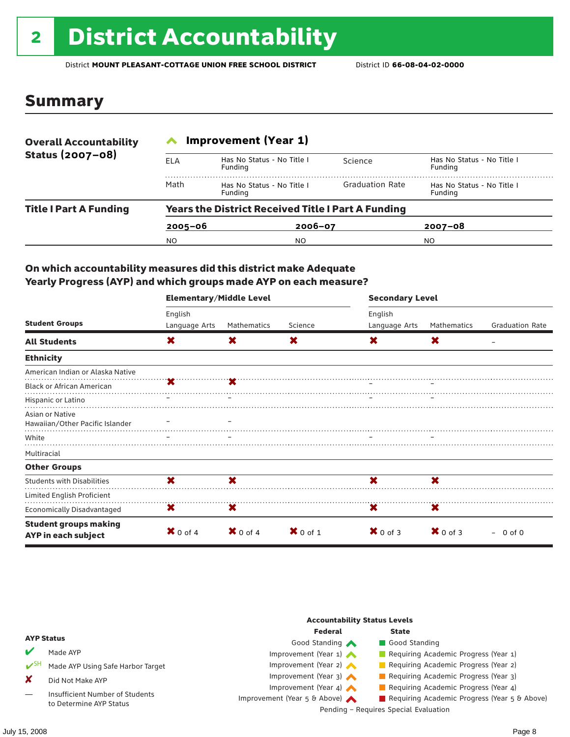# 2 District Accountability

District **MOUNT PLEASANT-COTTAGE UNION FREE SCHOOL DISTRICT** District ID **66-08-04-02-0000**

## Summary

| **Overall Accountability Status (2007–08)** | **Improvement (Year 1)** | | | |
|---|---|---|---|---|
| | ELA | Has No Status - No Title I Funding | Science | Has No Status - No Title I Funding |
| | Math | Has No Status - No Title I Funding | Graduation Rate | Has No Status - No Title I Funding |

| **Title I Part A Funding** | **Years the District Received Title I Part A Funding** | | |
|---|---|---|---|
| | **2005–06** | **2006–07** | **2007–08** |
| | NO | NO | NO |

### On which accountability measures did this district make Adequate Yearly Progress (AYP) and which groups made AYP on each measure?

| | Elementary/Middle Level | | | Secondary Level | | |
|---|---|---|---|---|---|---|
| **Student Groups** | English Language Arts | Mathematics | Science | English Language Arts | Mathematics | Graduation Rate |
| **All Students** | ✘ | ✘ | ✘ | ✘ | ✘ | – |
| **Ethnicity** | | | | | | |
| American Indian or Alaska Native | | | | | | |
| Black or African American | ✘ | ✘ | | – | – | |
| Hispanic or Latino | – | – | | – | – | |
| Asian or Native Hawaiian/Other Pacific Islander | – | – | | | | |
| White | – | – | | – | – | |
| Multiracial | | | | | | |
| **Other Groups** | | | | | | |
| Students with Disabilities | ✘ | ✘ | | ✘ | ✘ | |
| Limited English Proficient | | | | | | |
| Economically Disadvantaged | ✘ | ✘ | | ✘ | ✘ | |
| **Student groups making AYP in each subject** | ✘ 0 of 4 | ✘ 0 of 4 | ✘ 0 of 1 | ✘ 0 of 3 | ✘ 0 of 3 | – 0 of 0 |

**AYP Status**

- ✔ Made AYP
- ✔SH Made AYP Using Safe Harbor Target
- ✘ Did Not Make AYP
- — Insufficient Number of Students to Determine AYP Status

**Accountability Status Levels**

| Federal | State |
|---|---|
| Good Standing | Good Standing |
| Improvement (Year 1) | Requiring Academic Progress (Year 1) |
| Improvement (Year 2) | Requiring Academic Progress (Year 2) |
| Improvement (Year 3) | Requiring Academic Progress (Year 3) |
| Improvement (Year 4) | Requiring Academic Progress (Year 4) |
| Improvement (Year 5 & Above) | Requiring Academic Progress (Year 5 & Above) |

Pending – Requires Special Evaluation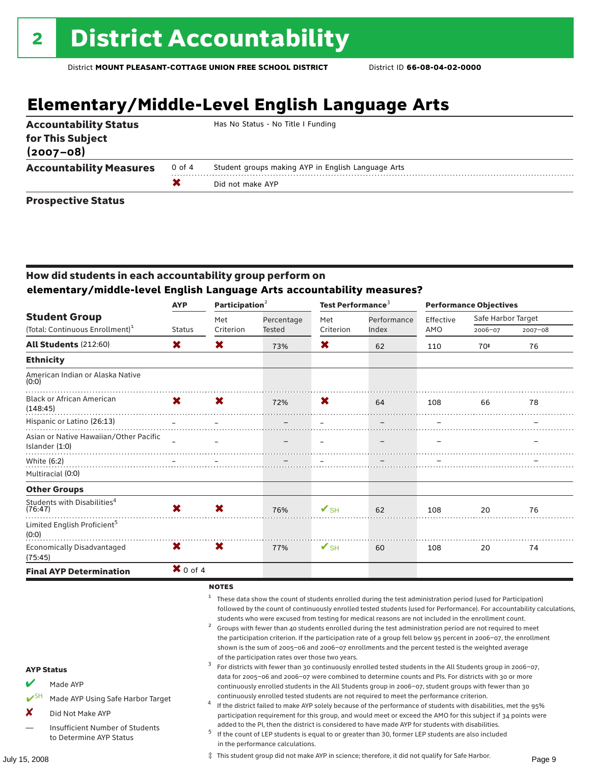# 2 District Accountability

District **MOUNT PLEASANT-COTTAGE UNION FREE SCHOOL DISTRICT** District ID **66-08-04-02-0000**

## Elementary/Middle-Level English Language Arts

| | | |
|---|---|---|
| **Accountability Status for This Subject (2007–08)** | | Has No Status - No Title I Funding |
| **Accountability Measures** | 0 of 4 | Student groups making AYP in English Language Arts |
| | ✖ | Did not make AYP |
| **Prospective Status** | | |

### How did students in each accountability group perform on elementary/middle-level English Language Arts accountability measures?

| Student Group (Total: Continuous Enrollment)[1] | AYP Status | Participation[2] Met Criterion | Participation[2] Percentage Tested | Test Performance[3] Met Criterion | Test Performance[3] Performance Index | Performance Objectives Effective AMO | Safe Harbor Target 2006–07 | Safe Harbor Target 2007–08 |
|---|---|---|---|---|---|---|---|---|
| **All Students** (212:60) | ✖ | ✖ | 73% | ✖ | 62 | 110 | 70‡ | 76 |
| **Ethnicity** | | | | | | | | |
| American Indian or Alaska Native (0:0) | | | | | | | | |
| Black or African American (148:45) | ✖ | ✖ | 72% | ✖ | 64 | 108 | 66 | 78 |
| Hispanic or Latino (26:13) | – | – | – | – | – | – | | – |
| Asian or Native Hawaiian/Other Pacific Islander (1:0) | – | – | – | – | – | – | | – |
| White (6:2) | – | – | – | – | – | – | | – |
| Multiracial (0:0) | | | | | | | | |
| **Other Groups** | | | | | | | | |
| Students with Disabilities[4] (76:47) | ✖ | ✖ | 76% | ✔SH | 62 | 108 | 20 | 76 |
| Limited English Proficient[5] (0:0) | | | | | | | | |
| Economically Disadvantaged (75:45) | ✖ | ✖ | 77% | ✔SH | 60 | 108 | 20 | 74 |
| **Final AYP Determination** | ✖ 0 of 4 | | | | | | | |

**AYP Status**

- ✔ Made AYP
- ✔SH Made AYP Using Safe Harbor Target
- ✘ Did Not Make AYP
- — Insufficient Number of Students to Determine AYP Status

**NOTES**

[1] These data show the count of students enrolled during the test administration period (used for Participation) followed by the count of continuously enrolled tested students (used for Performance). For accountability calculations, students who were excused from testing for medical reasons are not included in the enrollment count.

[2] Groups with fewer than 40 students enrolled during the test administration period are not required to meet the participation criterion. If the participation rate of a group fell below 95 percent in 2006–07, the enrollment shown is the sum of 2005–06 and 2006–07 enrollments and the percent tested is the weighted average of the participation rates over those two years.

[3] For districts with fewer than 30 continuously enrolled tested students in the All Students group in 2006–07, data for 2005–06 and 2006–07 were combined to determine counts and PIs. For districts with 30 or more continuously enrolled students in the All Students group in 2006–07, student groups with fewer than 30 continuously enrolled tested students are not required to meet the performance criterion.

[4] If the district failed to make AYP solely because of the performance of students with disabilities, met the 95% participation requirement for this group, and would meet or exceed the AMO for this subject if 34 points were added to the PI, then the district is considered to have made AYP for students with disabilities.

[5] If the count of LEP students is equal to or greater than 30, former LEP students are also included in the performance calculations.

‡ This student group did not make AYP in science; therefore, it did not qualify for Safe Harbor.

July 15, 2008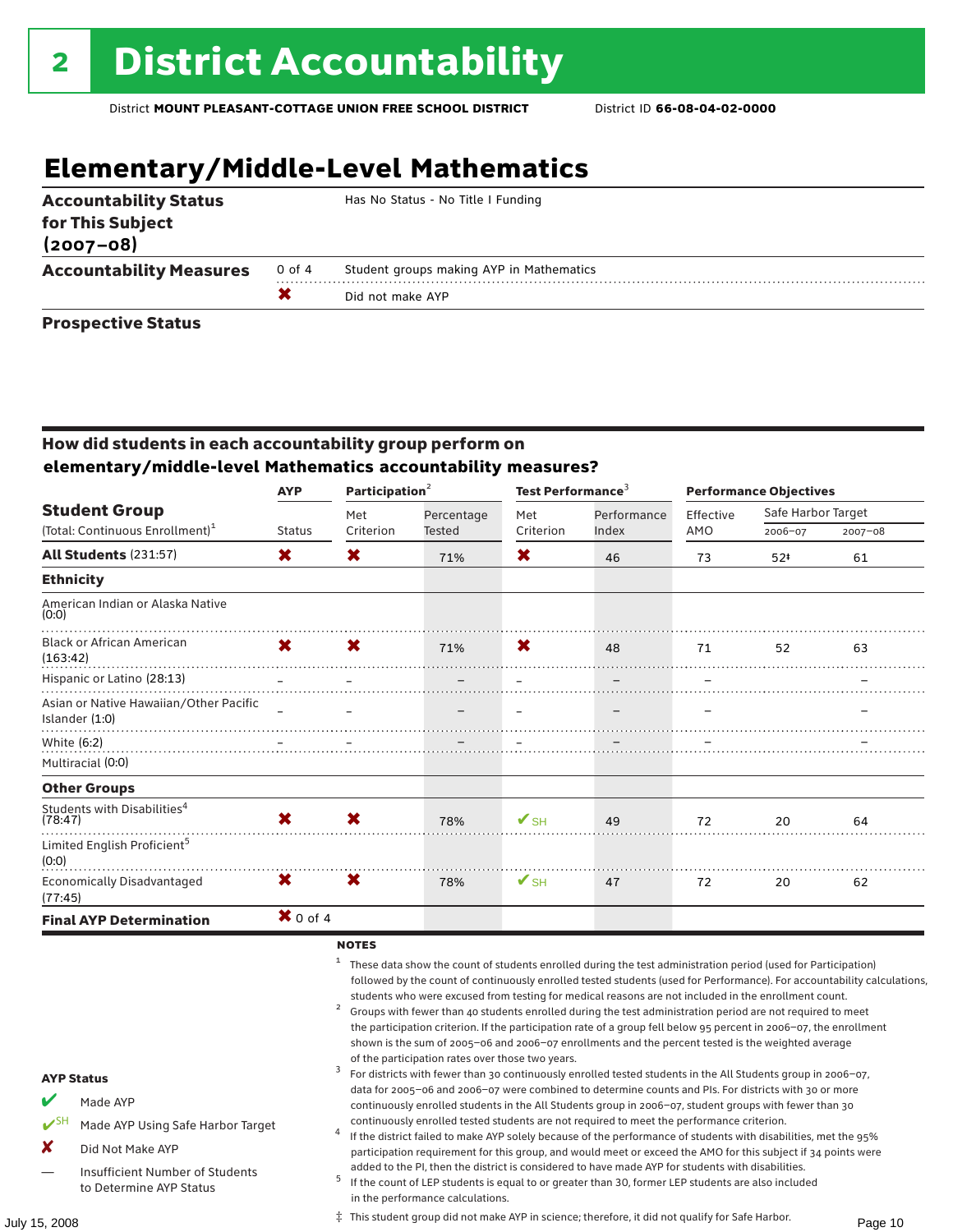# 2 District Accountability

District **MOUNT PLEASANT-COTTAGE UNION FREE SCHOOL DISTRICT** District ID **66-08-04-02-0000**

## Elementary/Middle-Level Mathematics

| | | |
|---|---|---|
| **Accountability Status for This Subject (2007–08)** | | Has No Status - No Title I Funding |
| **Accountability Measures** | 0 of 4 | Student groups making AYP in Mathematics |
| | ✖ | Did not make AYP |
| **Prospective Status** | | |

### How did students in each accountability group perform on elementary/middle-level Mathematics accountability measures?

| Student Group (Total: Continuous Enrollment)[1] | AYP Status | Participation[2] Met Criterion | Participation[2] Percentage Tested | Test Performance[3] Met Criterion | Test Performance[3] Performance Index | Performance Objectives Effective AMO | Safe Harbor Target 2006–07 | Safe Harbor Target 2007–08 |
|---|---|---|---|---|---|---|---|---|
| **All Students** (231:57) | ✖ | ✖ | 71% | ✖ | 46 | 73 | 52‡ | 61 |
| **Ethnicity** | | | | | | | | |
| American Indian or Alaska Native (0:0) | | | | | | | | |
| Black or African American (163:42) | ✖ | ✖ | 71% | ✖ | 48 | 71 | 52 | 63 |
| Hispanic or Latino (28:13) | – | – | – | – | – | – | | – |
| Asian or Native Hawaiian/Other Pacific Islander (1:0) | – | – | – | – | – | – | | – |
| White (6:2) | – | – | – | – | – | – | | – |
| Multiracial (0:0) | | | | | | | | |
| **Other Groups** | | | | | | | | |
| Students with Disabilities[4] (78:47) | ✖ | ✖ | 78% | ✔SH | 49 | 72 | 20 | 64 |
| Limited English Proficient[5] (0:0) | | | | | | | | |
| Economically Disadvantaged (77:45) | ✖ | ✖ | 78% | ✔SH | 47 | 72 | 20 | 62 |
| **Final AYP Determination** | ✖ 0 of 4 | | | | | | | |

**NOTES**

1 These data show the count of students enrolled during the test administration period (used for Participation) followed by the count of continuously enrolled tested students (used for Performance). For accountability calculations, students who were excused from testing for medical reasons are not included in the enrollment count.

2 Groups with fewer than 40 students enrolled during the test administration period are not required to meet the participation criterion. If the participation rate of a group fell below 95 percent in 2006–07, the enrollment shown is the sum of 2005–06 and 2006–07 enrollments and the percent tested is the weighted average of the participation rates over those two years.

3 For districts with fewer than 30 continuously enrolled tested students in the All Students group in 2006–07, data for 2005–06 and 2006–07 were combined to determine counts and PIs. For districts with 30 or more continuously enrolled students in the All Students group in 2006–07, student groups with fewer than 30 continuously enrolled tested students are not required to meet the performance criterion.

4 If the district failed to make AYP solely because of the performance of students with disabilities, met the 95% participation requirement for this group, and would meet or exceed the AMO for this subject if 34 points were added to the PI, then the district is considered to have made AYP for students with disabilities.

5 If the count of LEP students is equal to or greater than 30, former LEP students are also included in the performance calculations.

‡ This student group did not make AYP in science; therefore, it did not qualify for Safe Harbor.

**AYP Status**

- ✔ Made AYP
- ✔SH Made AYP Using Safe Harbor Target
- ✘ Did Not Make AYP
- — Insufficient Number of Students to Determine AYP Status

July 15, 2008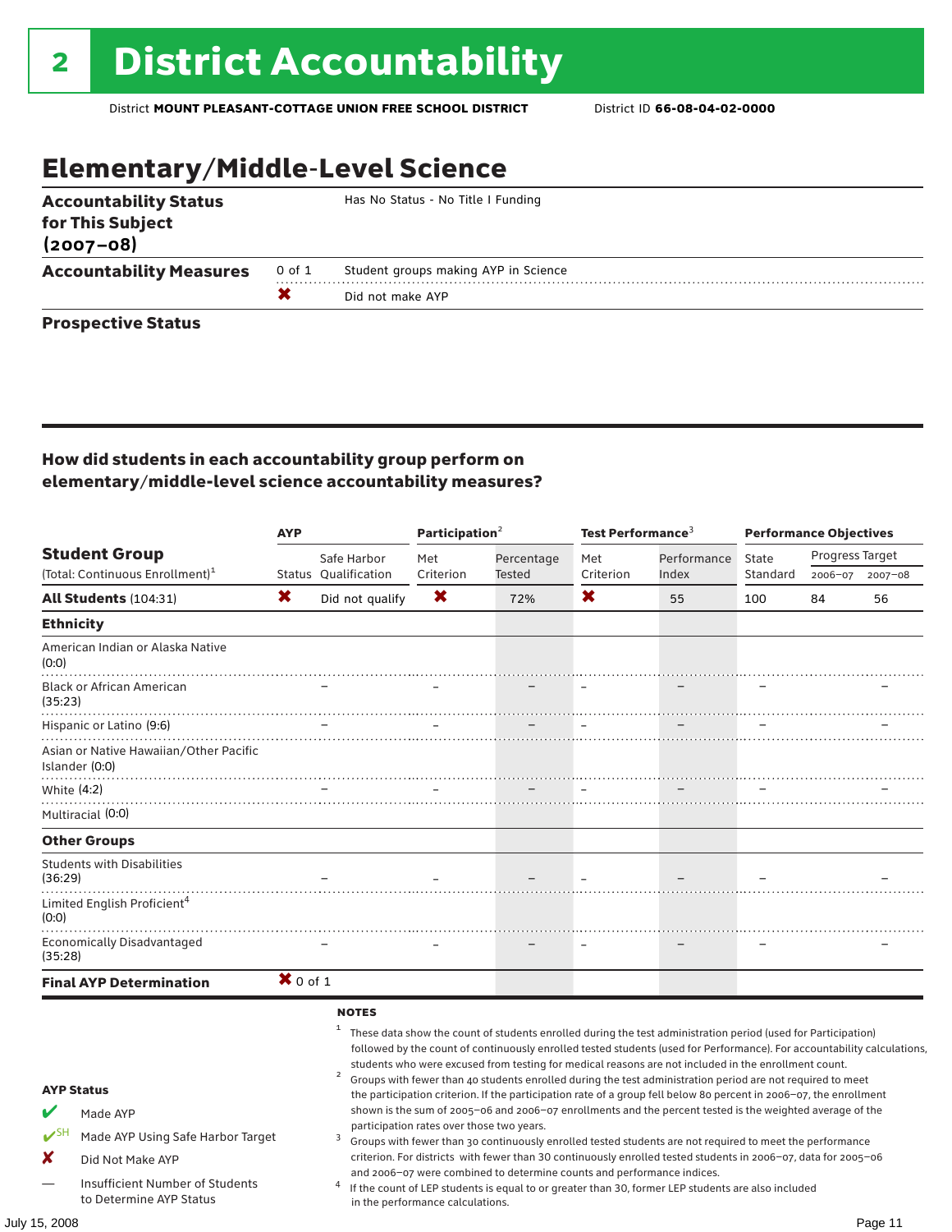# 2 District Accountability

District **MOUNT PLEASANT-COTTAGE UNION FREE SCHOOL DISTRICT** District ID **66-08-04-02-0000**

## Elementary/Middle-Level Science

| | | |
|---|---|---|
| **Accountability Status for This Subject (2007–08)** | | Has No Status - No Title I Funding |
| **Accountability Measures** | 0 of 1 | Student groups making AYP in Science |
| | ✖ | Did not make AYP |
| **Prospective Status** | | |

### How did students in each accountability group perform on elementary/middle-level science accountability measures?

| Student Group | AYP | | Participation[2] | | Test Performance[3] | | Performance Objectives | | |
|---|---|---|---|---|---|---|---|---|---|
| (Total: Continuous Enrollment)[1] | Status | Safe Harbor Qualification | Met Criterion | Percentage Tested | Met Criterion | Performance Index | State Standard | Progress Target 2006–07 | Progress Target 2007–08 |
| **All Students** (104:31) | ✖ | Did not qualify | ✖ | 72% | ✖ | 55 | 100 | 84 | 56 |
| **Ethnicity** | | | | | | | | | |
| American Indian or Alaska Native (0:0) | | | | | | | | | |
| Black or African American (35:23) | | – | – | – | – | – | – | | – |
| Hispanic or Latino (9:6) | | – | – | – | – | – | – | | – |
| Asian or Native Hawaiian/Other Pacific Islander (0:0) | | | | | | | | | |
| White (4:2) | | – | – | – | – | – | – | | – |
| Multiracial (0:0) | | | | | | | | | |
| **Other Groups** | | | | | | | | | |
| Students with Disabilities (36:29) | | – | – | – | – | – | – | | – |
| Limited English Proficient[4] (0:0) | | | | | | | | | |
| Economically Disadvantaged (35:28) | | – | – | – | – | – | – | | – |
| **Final AYP Determination** | ✖ 0 of 1 | | | | | | | | |

**AYP Status**

- ✔ Made AYP
- ✔SH Made AYP Using Safe Harbor Target
- ✘ Did Not Make AYP
- — Insufficient Number of Students to Determine AYP Status

**NOTES**

1. These data show the count of students enrolled during the test administration period (used for Participation) followed by the count of continuously enrolled tested students (used for Performance). For accountability calculations, students who were excused from testing for medical reasons are not included in the enrollment count.
2. Groups with fewer than 40 students enrolled during the test administration period are not required to meet the participation criterion. If the participation rate of a group fell below 80 percent in 2006–07, the enrollment shown is the sum of 2005–06 and 2006–07 enrollments and the percent tested is the weighted average of the participation rates over those two years.
3. Groups with fewer than 30 continuously enrolled tested students are not required to meet the performance criterion. For districts with fewer than 30 continuously enrolled tested students in 2006–07, data for 2005–06 and 2006–07 were combined to determine counts and performance indices.
4. If the count of LEP students is equal to or greater than 30, former LEP students are also included in the performance calculations.

July 15, 2008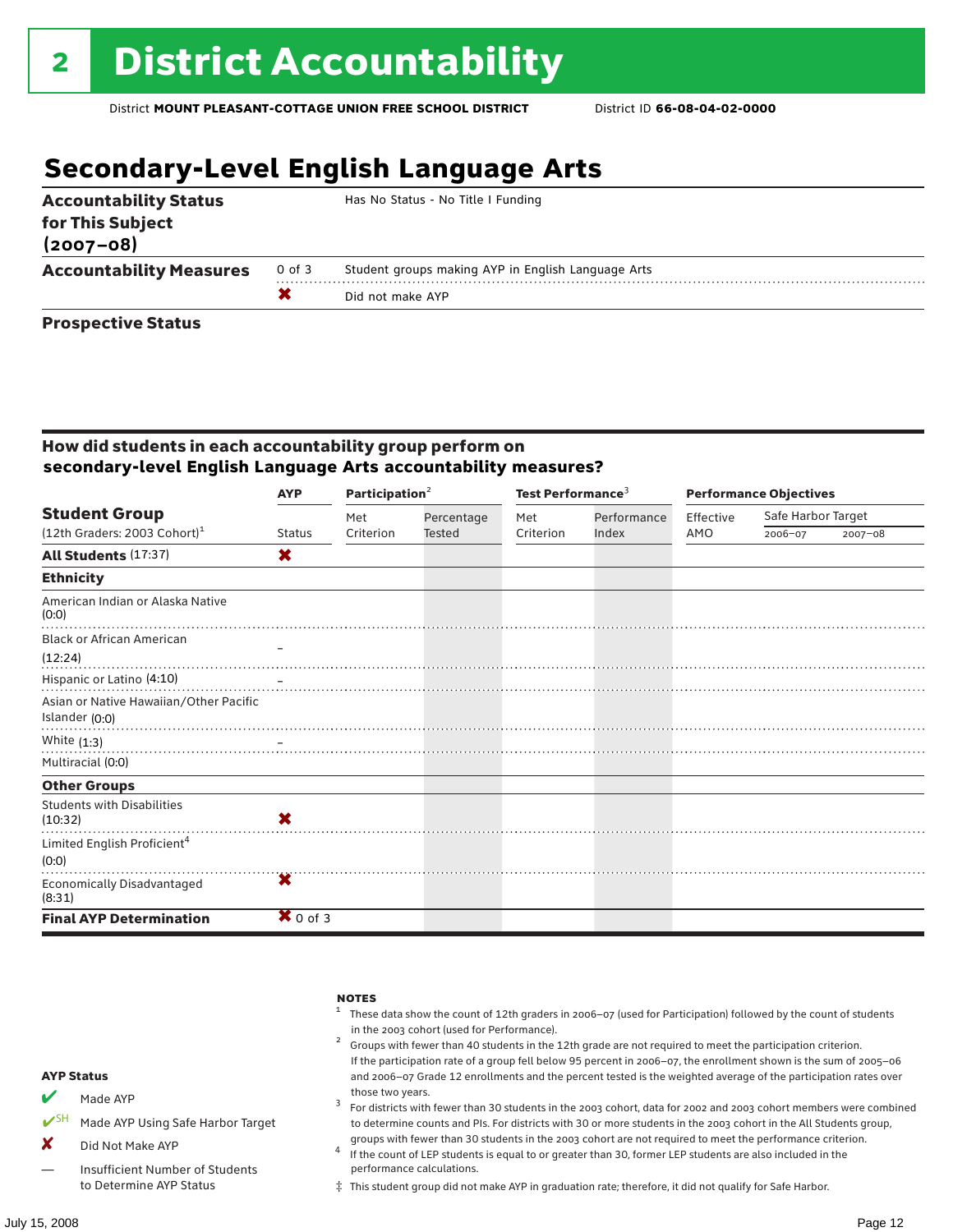# 2 District Accountability

District **MOUNT PLEASANT-COTTAGE UNION FREE SCHOOL DISTRICT** District ID **66-08-04-02-0000**

## Secondary-Level English Language Arts

| | | |
|---|---|---|
| **Accountability Status for This Subject (2007–08)** | | Has No Status - No Title I Funding |
| **Accountability Measures** | 0 of 3 | Student groups making AYP in English Language Arts |
| | ✖ | Did not make AYP |
| **Prospective Status** | | |

### How did students in each accountability group perform on secondary-level English Language Arts accountability measures?

| Student Group (12th Graders: 2003 Cohort)[1] | AYP Status | Participation[2] Met Criterion | Percentage Tested | Test Performance[3] Met Criterion | Performance Index | Performance Objectives Effective AMO | Safe Harbor Target 2006–07 | 2007–08 |
|---|---|---|---|---|---|---|---|---|
| **All Students** (17:37) | ✖ | | | | | | | |
| **Ethnicity** | | | | | | | | |
| American Indian or Alaska Native (0:0) | | | | | | | | |
| Black or African American (12:24) | – | | | | | | | |
| Hispanic or Latino (4:10) | – | | | | | | | |
| Asian or Native Hawaiian/Other Pacific Islander (0:0) | | | | | | | | |
| White (1:3) | – | | | | | | | |
| Multiracial (0:0) | | | | | | | | |
| **Other Groups** | | | | | | | | |
| Students with Disabilities (10:32) | ✖ | | | | | | | |
| Limited English Proficient[4] (0:0) | | | | | | | | |
| Economically Disadvantaged (8:31) | ✖ | | | | | | | |
| **Final AYP Determination** | ✖ 0 of 3 | | | | | | | |

**AYP Status**

- ✔ Made AYP
- ✔SH Made AYP Using Safe Harbor Target
- ✘ Did Not Make AYP
- — Insufficient Number of Students to Determine AYP Status

**NOTES**

1. These data show the count of 12th graders in 2006–07 (used for Participation) followed by the count of students in the 2003 cohort (used for Performance).
2. Groups with fewer than 40 students in the 12th grade are not required to meet the participation criterion. If the participation rate of a group fell below 95 percent in 2006–07, the enrollment shown is the sum of 2005–06 and 2006–07 Grade 12 enrollments and the percent tested is the weighted average of the participation rates over those two years.
3. For districts with fewer than 30 students in the 2003 cohort, data for 2002 and 2003 cohort members were combined to determine counts and PIs. For districts with 30 or more students in the 2003 cohort in the All Students group, groups with fewer than 30 students in the 2003 cohort are not required to meet the performance criterion.
4. If the count of LEP students is equal to or greater than 30, former LEP students are also included in the performance calculations.

‡ This student group did not make AYP in graduation rate; therefore, it did not qualify for Safe Harbor.

July 15, 2008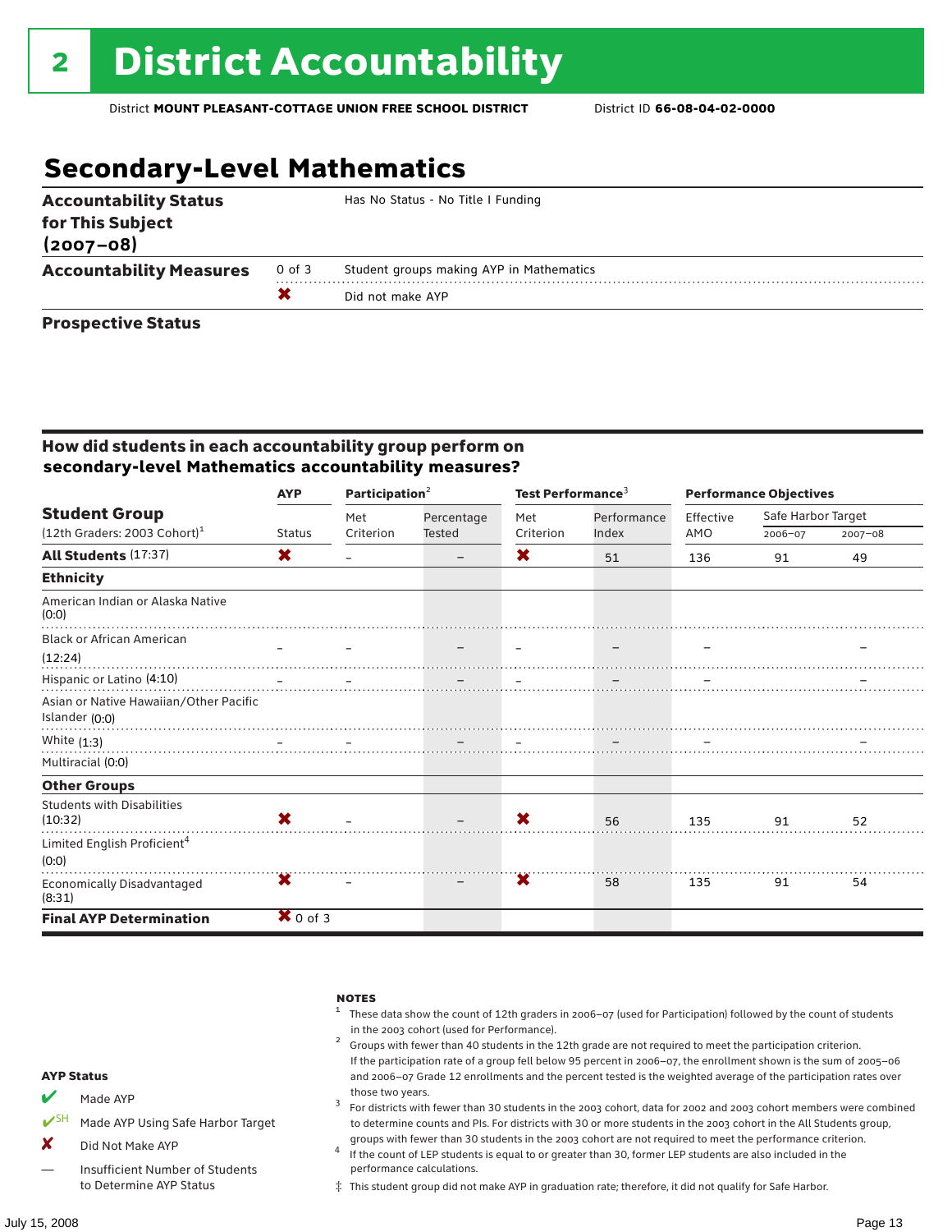# 2 District Accountability

District **MOUNT PLEASANT-COTTAGE UNION FREE SCHOOL DISTRICT** District ID **66-08-04-02-0000**

## Secondary-Level Mathematics

| | | |
|---|---|---|
| **Accountability Status for This Subject (2007–08)** | | Has No Status - No Title I Funding |
| **Accountability Measures** | 0 of 3 | Student groups making AYP in Mathematics |
| | ✘ | Did not make AYP |
| **Prospective Status** | | |

### How did students in each accountability group perform on secondary-level Mathematics accountability measures?

| Student Group (12th Graders: 2003 Cohort)[1] | AYP Status | Participation[2] Met Criterion | Participation[2] Percentage Tested | Test Performance[3] Met Criterion | Test Performance[3] Performance Index | Performance Objectives Effective AMO | Safe Harbor Target 2006–07 | Safe Harbor Target 2007–08 |
|---|---|---|---|---|---|---|---|---|
| **All Students** (17:37) | ✘ | – | – | ✘ | 51 | 136 | 91 | 49 |
| **Ethnicity** | | | | | | | | |
| American Indian or Alaska Native (0:0) | | | | | | | | |
| Black or African American (12:24) | – | – | – | – | – | – | | – |
| Hispanic or Latino (4:10) | – | – | – | – | – | – | | – |
| Asian or Native Hawaiian/Other Pacific Islander (0:0) | | | | | | | | |
| White (1:3) | – | – | – | – | – | – | | – |
| Multiracial (0:0) | | | | | | | | |
| **Other Groups** | | | | | | | | |
| Students with Disabilities (10:32) | ✘ | – | – | ✘ | 56 | 135 | 91 | 52 |
| Limited English Proficient[4] (0:0) | | | | | | | | |
| Economically Disadvantaged (8:31) | ✘ | – | – | ✘ | 58 | 135 | 91 | 54 |
| **Final AYP Determination** | ✘ 0 of 3 | | | | | | | |

**AYP Status**

- ✔ Made AYP
- ✔SH Made AYP Using Safe Harbor Target
- ✘ Did Not Make AYP
- — Insufficient Number of Students to Determine AYP Status

**NOTES**

[1] These data show the count of 12th graders in 2006–07 (used for Participation) followed by the count of students in the 2003 cohort (used for Performance).

[2] Groups with fewer than 40 students in the 12th grade are not required to meet the participation criterion. If the participation rate of a group fell below 95 percent in 2006–07, the enrollment shown is the sum of 2005–06 and 2006–07 Grade 12 enrollments and the percent tested is the weighted average of the participation rates over those two years.

[3] For districts with fewer than 30 students in the 2003 cohort, data for 2002 and 2003 cohort members were combined to determine counts and PIs. For districts with 30 or more students in the 2003 cohort in the All Students group, groups with fewer than 30 students in the 2003 cohort are not required to meet the performance criterion.

[4] If the count of LEP students is equal to or greater than 30, former LEP students are also included in the performance calculations.

‡ This student group did not make AYP in graduation rate; therefore, it did not qualify for Safe Harbor.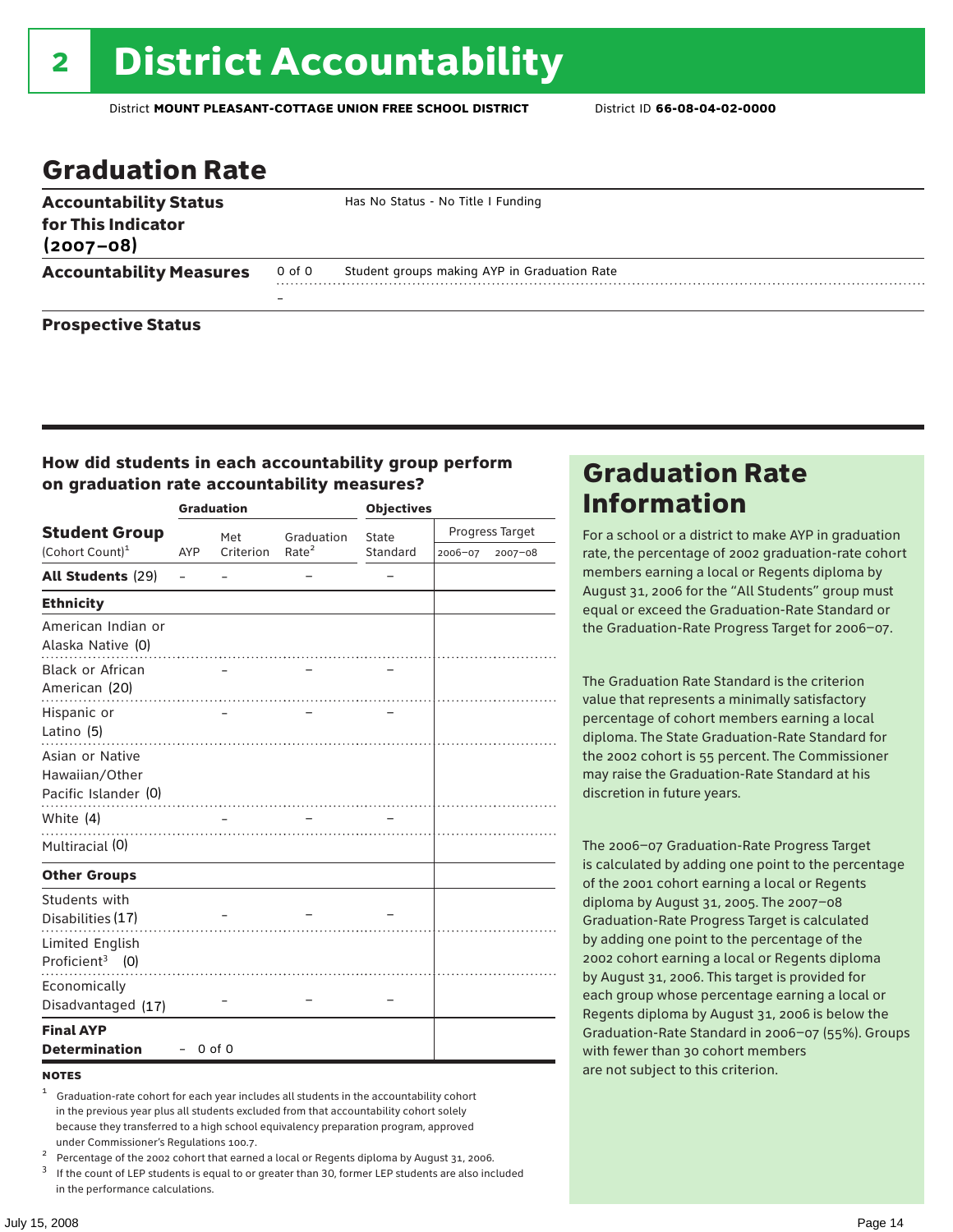# 2 District Accountability

District **MOUNT PLEASANT-COTTAGE UNION FREE SCHOOL DISTRICT** District ID **66-08-04-02-0000**

## Graduation Rate

| | | |
|---|---|---|
| **Accountability Status for This Indicator (2007–08)** | | Has No Status - No Title I Funding |
| **Accountability Measures** | 0 of 0 | Student groups making AYP in Graduation Rate |
| | – | |
| **Prospective Status** | | |

### How did students in each accountability group perform on graduation rate accountability measures?

| Student Group (Cohort Count)[1] | Graduation: AYP | Graduation: Met Criterion | Graduation: Graduation Rate[2] | Objectives: State Standard | Progress Target: 2006–07 | Progress Target: 2007–08 |
|---|---|---|---|---|---|---|
| **All Students** (29) | – | – | – | – | | |
| **Ethnicity** | | | | | | |
| American Indian or Alaska Native (0) | | | | | | |
| Black or African American (20) | | – | – | – | | |
| Hispanic or Latino (5) | | – | – | – | | |
| Asian or Native Hawaiian/Other Pacific Islander (0) | | | | | | |
| White (4) | | – | – | – | | |
| Multiracial (0) | | | | | | |
| **Other Groups** | | | | | | |
| Students with Disabilities (17) | | – | – | – | | |
| Limited English Proficient[3] (0) | | | | | | |
| Economically Disadvantaged (17) | | – | – | – | | |
| **Final AYP Determination** | – | 0 of 0 | | | | |

**NOTES**

[1] Graduation-rate cohort for each year includes all students in the accountability cohort in the previous year plus all students excluded from that accountability cohort solely because they transferred to a high school equivalency preparation program, approved under Commissioner's Regulations 100.7.

[2] Percentage of the 2002 cohort that earned a local or Regents diploma by August 31, 2006.

[3] If the count of LEP students is equal to or greater than 30, former LEP students are also included in the performance calculations.

## Graduation Rate Information

For a school or a district to make AYP in graduation rate, the percentage of 2002 graduation-rate cohort members earning a local or Regents diploma by August 31, 2006 for the "All Students" group must equal or exceed the Graduation-Rate Standard or the Graduation-Rate Progress Target for 2006–07.

The Graduation Rate Standard is the criterion value that represents a minimally satisfactory percentage of cohort members earning a local diploma. The State Graduation-Rate Standard for the 2002 cohort is 55 percent. The Commissioner may raise the Graduation-Rate Standard at his discretion in future years.

The 2006–07 Graduation-Rate Progress Target is calculated by adding one point to the percentage of the 2001 cohort earning a local or Regents diploma by August 31, 2005. The 2007–08 Graduation-Rate Progress Target is calculated by adding one point to the percentage of the 2002 cohort earning a local or Regents diploma by August 31, 2006. This target is provided for each group whose percentage earning a local or Regents diploma by August 31, 2006 is below the Graduation-Rate Standard in 2006–07 (55%). Groups with fewer than 30 cohort members are not subject to this criterion.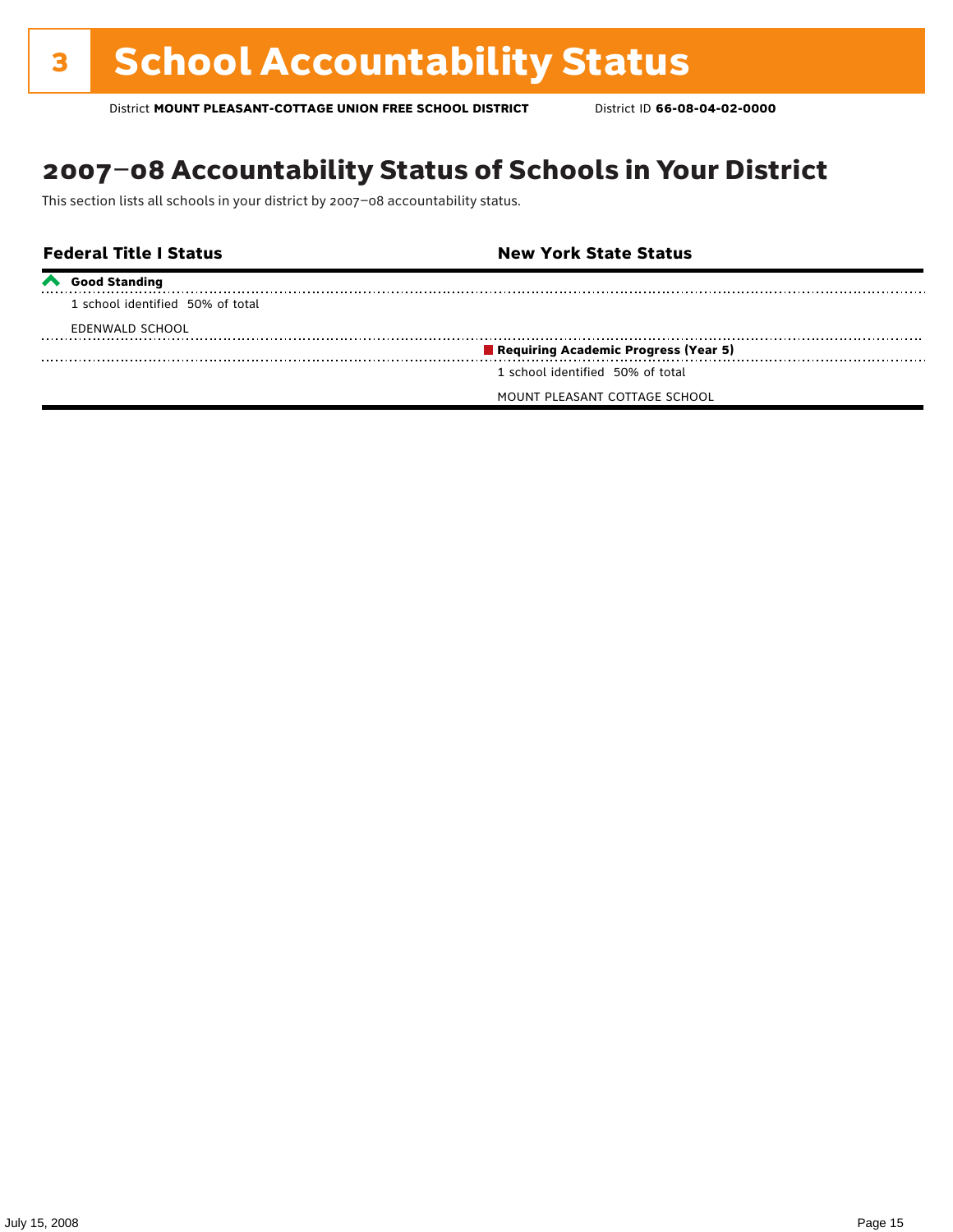# 3 School Accountability Status

District **MOUNT PLEASANT-COTTAGE UNION FREE SCHOOL DISTRICT** District ID **66-08-04-02-0000**

## 2007–08 Accountability Status of Schools in Your District

This section lists all schools in your district by 2007–08 accountability status.

| Federal Title I Status | New York State Status |
|---|---|
| **Good Standing** | |
| 1 school identified 50% of total | |
| EDENWALD SCHOOL | |
| | **Requiring Academic Progress (Year 5)** |
| | 1 school identified 50% of total |
| | MOUNT PLEASANT COTTAGE SCHOOL |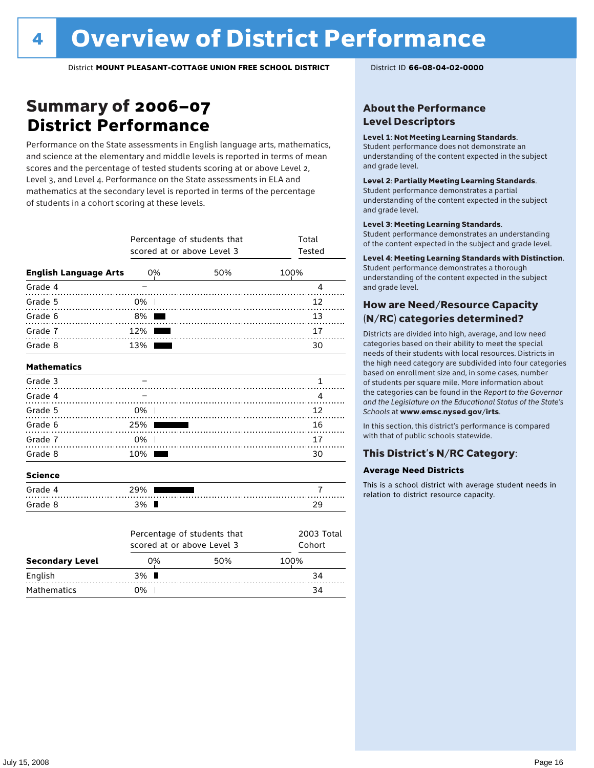# 4 Overview of District Performance

District **MOUNT PLEASANT-COTTAGE UNION FREE SCHOOL DISTRICT** District ID **66-08-04-02-0000**

## Summary of 2006–07 District Performance

Performance on the State assessments in English language arts, mathematics, and science at the elementary and middle levels is reported in terms of mean scores and the percentage of tested students scoring at or above Level 2, Level 3, and Level 4. Performance on the State assessments in ELA and mathematics at the secondary level is reported in terms of the percentage of students in a cohort scoring at these levels.

| | Percentage of students that scored at or above Level 3 | Total Tested |
|---|---|---|
| **English Language Arts** | | |
| Grade 4 | – | 4 |
| Grade 5 | 0% | 12 |
| Grade 6 | 8% | 13 |
| Grade 7 | 12% | 17 |
| Grade 8 | 13% | 30 |
| **Mathematics** | | |
| Grade 3 | – | 1 |
| Grade 4 | – | 4 |
| Grade 5 | 0% | 12 |
| Grade 6 | 25% | 16 |
| Grade 7 | 0% | 17 |
| Grade 8 | 10% | 30 |
| **Science** | | |
| Grade 4 | 29% | 7 |
| Grade 8 | 3% | 29 |

| | Percentage of students that scored at or above Level 3 | 2003 Total Cohort |
|---|---|---|
| **Secondary Level** | | |
| English | 3% | 34 |
| Mathematics | 0% | 34 |

### About the Performance Level Descriptors

**Level 1: Not Meeting Learning Standards**. Student performance does not demonstrate an understanding of the content expected in the subject and grade level.

**Level 2: Partially Meeting Learning Standards**. Student performance demonstrates a partial understanding of the content expected in the subject and grade level.

**Level 3: Meeting Learning Standards**. Student performance demonstrates an understanding of the content expected in the subject and grade level.

**Level 4: Meeting Learning Standards with Distinction**. Student performance demonstrates a thorough understanding of the content expected in the subject and grade level.

### How are Need/Resource Capacity (N/RC) categories determined?

Districts are divided into high, average, and low need categories based on their ability to meet the special needs of their students with local resources. Districts in the high need category are subdivided into four categories based on enrollment size and, in some cases, number of students per square mile. More information about the categories can be found in the *Report to the Governor and the Legislature on the Educational Status of the State's Schools* at **www.emsc.nysed.gov/irts**.

In this section, this district's performance is compared with that of public schools statewide.

### This District's N/RC Category:

**Average Need Districts**

This is a school district with average student needs in relation to district resource capacity.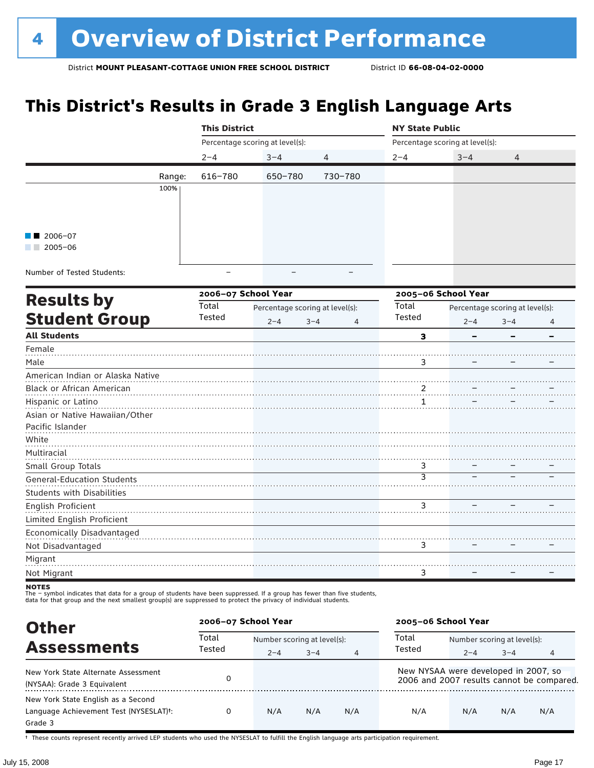# 4 Overview of District Performance

District **MOUNT PLEASANT-COTTAGE UNION FREE SCHOOL DISTRICT** District ID **66-08-04-02-0000**

## This District's Results in Grade 3 English Language Arts

| | This District | | | NY State Public | | |
|---|---|---|---|---|---|---|
| | Percentage scoring at level(s): | | | Percentage scoring at level(s): | | |
| | 2–4 | 3–4 | 4 | 2–4 | 3–4 | 4 |
| Range: | 616–780 | 650–780 | 730–780 | | | |
| Number of Tested Students: | – | – | – | | | |

2006–07
2005–06

## Results by Student Group

| | 2006–07 School Year | | | | 2005–06 School Year | | | |
|---|---|---|---|---|---|---|---|---|
| | Total Tested | Percentage scoring at level(s): | | | Total Tested | Percentage scoring at level(s): | | |
| | | 2–4 | 3–4 | 4 | | 2–4 | 3–4 | 4 |
| **All Students** | | | | | **3** | **–** | **–** | **–** |
| Female | | | | | | | | |
| Male | | | | | 3 | – | – | – |
| American Indian or Alaska Native | | | | | | | | |
| Black or African American | | | | | 2 | – | – | – |
| Hispanic or Latino | | | | | 1 | – | – | – |
| Asian or Native Hawaiian/Other Pacific Islander | | | | | | | | |
| White | | | | | | | | |
| Multiracial | | | | | | | | |
| Small Group Totals | | | | | 3 | – | – | – |
| General-Education Students | | | | | 3 | – | – | – |
| Students with Disabilities | | | | | | | | |
| English Proficient | | | | | 3 | – | – | – |
| Limited English Proficient | | | | | | | | |
| Economically Disadvantaged | | | | | | | | |
| Not Disadvantaged | | | | | 3 | – | – | – |
| Migrant | | | | | | | | |
| Not Migrant | | | | | 3 | – | – | – |

**NOTES**
The – symbol indicates that data for a group of students have been suppressed. If a group has fewer than five students, data for that group and the next smallest group(s) are suppressed to protect the privacy of individual students.

## Other Assessments

| | 2006–07 School Year | | | | 2005–06 School Year | | | |
|---|---|---|---|---|---|---|---|---|
| | Total Tested | Number scoring at level(s): | | | Total Tested | Number scoring at level(s): | | |
| | | 2–4 | 3–4 | 4 | | 2–4 | 3–4 | 4 |
| New York State Alternate Assessment (NYSAA): Grade 3 Equivalent | 0 | | | | New NYSAA were developed in 2007, so 2006 and 2007 results cannot be compared. | | | |
| New York State English as a Second Language Achievement Test (NYSESLAT)†: Grade 3 | 0 | N/A | N/A | N/A | N/A | N/A | N/A | N/A |

† These counts represent recently arrived LEP students who used the NYSESLAT to fulfill the English language arts participation requirement.

July 15, 2008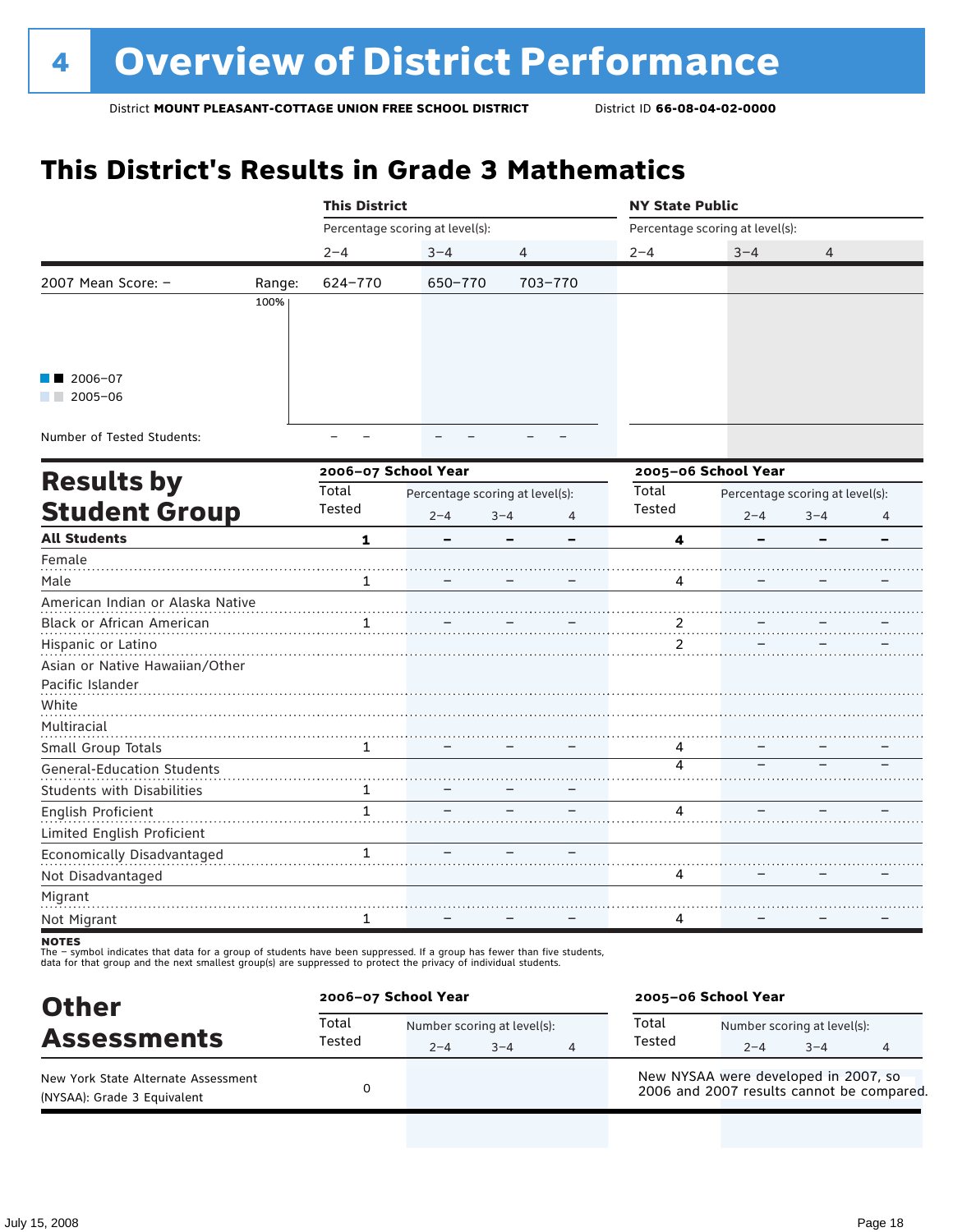# 4 Overview of District Performance

District **MOUNT PLEASANT-COTTAGE UNION FREE SCHOOL DISTRICT** District ID **66-08-04-02-0000**

## This District's Results in Grade 3 Mathematics

| | | This District | | | NY State Public | | |
|---|---|---|---|---|---|---|---|
| | | Percentage scoring at level(s): | | | Percentage scoring at level(s): | | |
| | | 2–4 | 3–4 | 4 | 2–4 | 3–4 | 4 |
| 2007 Mean Score: – | Range: | 624–770 | 650–770 | 703–770 | | | |
| Number of Tested Students: | | – – | – – | – – | | | |

■■ 2006–07
■■ 2005–06

## Results by Student Group

| | 2006–07 School Year | | | | 2005–06 School Year | | | |
|---|---|---|---|---|---|---|---|---|
| | Total Tested | Percentage scoring at level(s): 2–4 | 3–4 | 4 | Total Tested | Percentage scoring at level(s): 2–4 | 3–4 | 4 |
| **All Students** | **1** | **–** | **–** | **–** | **4** | **–** | **–** | **–** |
| Female | | | | | | | | |
| Male | 1 | – | – | – | 4 | – | – | – |
| American Indian or Alaska Native | | | | | | | | |
| Black or African American | 1 | – | – | – | 2 | – | – | – |
| Hispanic or Latino | | | | | 2 | – | – | – |
| Asian or Native Hawaiian/Other Pacific Islander | | | | | | | | |
| White | | | | | | | | |
| Multiracial | | | | | | | | |
| Small Group Totals | 1 | – | – | – | 4 | – | – | – |
| General-Education Students | | | | | 4 | – | – | – |
| Students with Disabilities | 1 | – | – | – | | | | |
| English Proficient | 1 | – | – | – | 4 | – | – | – |
| Limited English Proficient | | | | | | | | |
| Economically Disadvantaged | 1 | – | – | – | | | | |
| Not Disadvantaged | | | | | 4 | – | – | – |
| Migrant | | | | | | | | |
| Not Migrant | 1 | – | – | – | 4 | – | – | – |

**NOTES**
The – symbol indicates that data for a group of students have been suppressed. If a group has fewer than five students, data for that group and the next smallest group(s) are suppressed to protect the privacy of individual students.

## Other Assessments

| | 2006–07 School Year | | | | 2005–06 School Year | | | |
|---|---|---|---|---|---|---|---|---|
| | Total Tested | Number scoring at level(s): 2–4 | 3–4 | 4 | Total Tested | Number scoring at level(s): 2–4 | 3–4 | 4 |
| New York State Alternate Assessment (NYSAA): Grade 3 Equivalent | 0 | | | | New NYSAA were developed in 2007, so 2006 and 2007 results cannot be compared. | | | |

July 15, 2008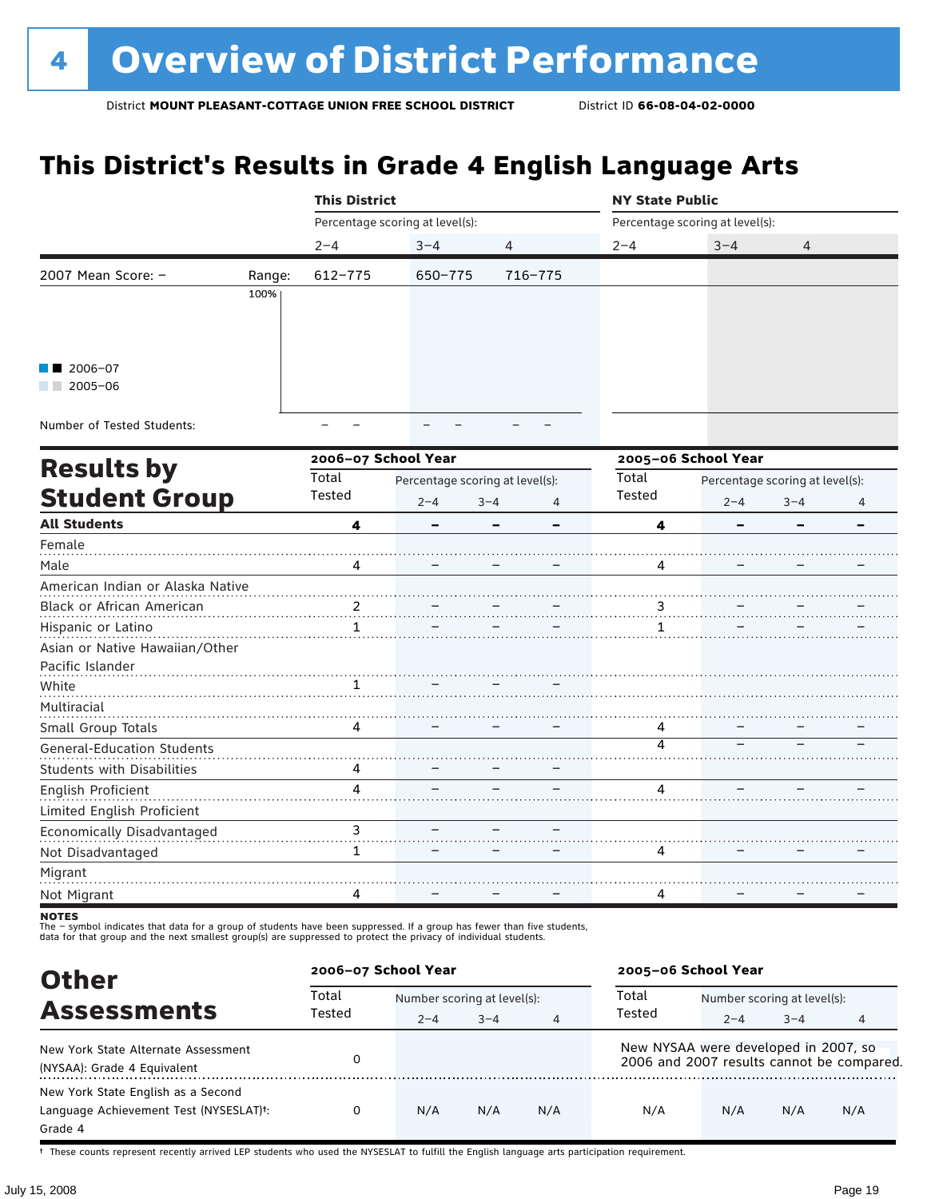# 4 Overview of District Performance

District **MOUNT PLEASANT-COTTAGE UNION FREE SCHOOL DISTRICT** District ID **66-08-04-02-0000**

## This District's Results in Grade 4 English Language Arts

| | | This District | | | NY State Public | | |
|---|---|---|---|---|---|---|---|
| | | Percentage scoring at level(s): | | | Percentage scoring at level(s): | | |
| | | 2–4 | 3–4 | 4 | 2–4 | 3–4 | 4 |
| 2007 Mean Score: – | Range: | 612–775 | 650–775 | 716–775 | | | |
| Number of Tested Students: | | – – | – – | – – | | | |

■■ 2006–07
■■ 2005–06

## Results by Student Group

| | 2006–07 School Year | | | | 2005–06 School Year | | | |
|---|---|---|---|---|---|---|---|---|
| | Total Tested | Percentage scoring at level(s): | | | Total Tested | Percentage scoring at level(s): | | |
| | | 2–4 | 3–4 | 4 | | 2–4 | 3–4 | 4 |
| **All Students** | **4** | **–** | **–** | **–** | **4** | **–** | **–** | **–** |
| Female | | | | | | | | |
| Male | 4 | – | – | – | 4 | – | – | – |
| American Indian or Alaska Native | | | | | | | | |
| Black or African American | 2 | – | – | – | 3 | – | – | – |
| Hispanic or Latino | 1 | – | – | – | 1 | – | – | – |
| Asian or Native Hawaiian/Other Pacific Islander | | | | | | | | |
| White | 1 | – | – | – | | | | |
| Multiracial | | | | | | | | |
| Small Group Totals | 4 | – | – | – | 4 | – | – | – |
| General-Education Students | | | | | 4 | – | – | – |
| Students with Disabilities | 4 | – | – | – | | | | |
| English Proficient | 4 | – | – | – | 4 | – | – | – |
| Limited English Proficient | | | | | | | | |
| Economically Disadvantaged | 3 | – | – | – | | | | |
| Not Disadvantaged | 1 | – | – | – | 4 | – | – | – |
| Migrant | | | | | | | | |
| Not Migrant | 4 | – | – | – | 4 | – | – | – |

**NOTES**
The – symbol indicates that data for a group of students have been suppressed. If a group has fewer than five students, data for that group and the next smallest group(s) are suppressed to protect the privacy of individual students.

## Other Assessments

| | 2006–07 School Year | | | | 2005–06 School Year | | | |
|---|---|---|---|---|---|---|---|---|
| | Total Tested | Number scoring at level(s): | | | Total Tested | Number scoring at level(s): | | |
| | | 2–4 | 3–4 | 4 | | 2–4 | 3–4 | 4 |
| New York State Alternate Assessment (NYSAA): Grade 4 Equivalent | 0 | | | | New NYSAA were developed in 2007, so 2006 and 2007 results cannot be compared. | | | |
| New York State English as a Second Language Achievement Test (NYSESLAT)†: Grade 4 | 0 | N/A | N/A | N/A | N/A | N/A | N/A | N/A |

† These counts represent recently arrived LEP students who used the NYSESLAT to fulfill the English language arts participation requirement.

July 15, 2008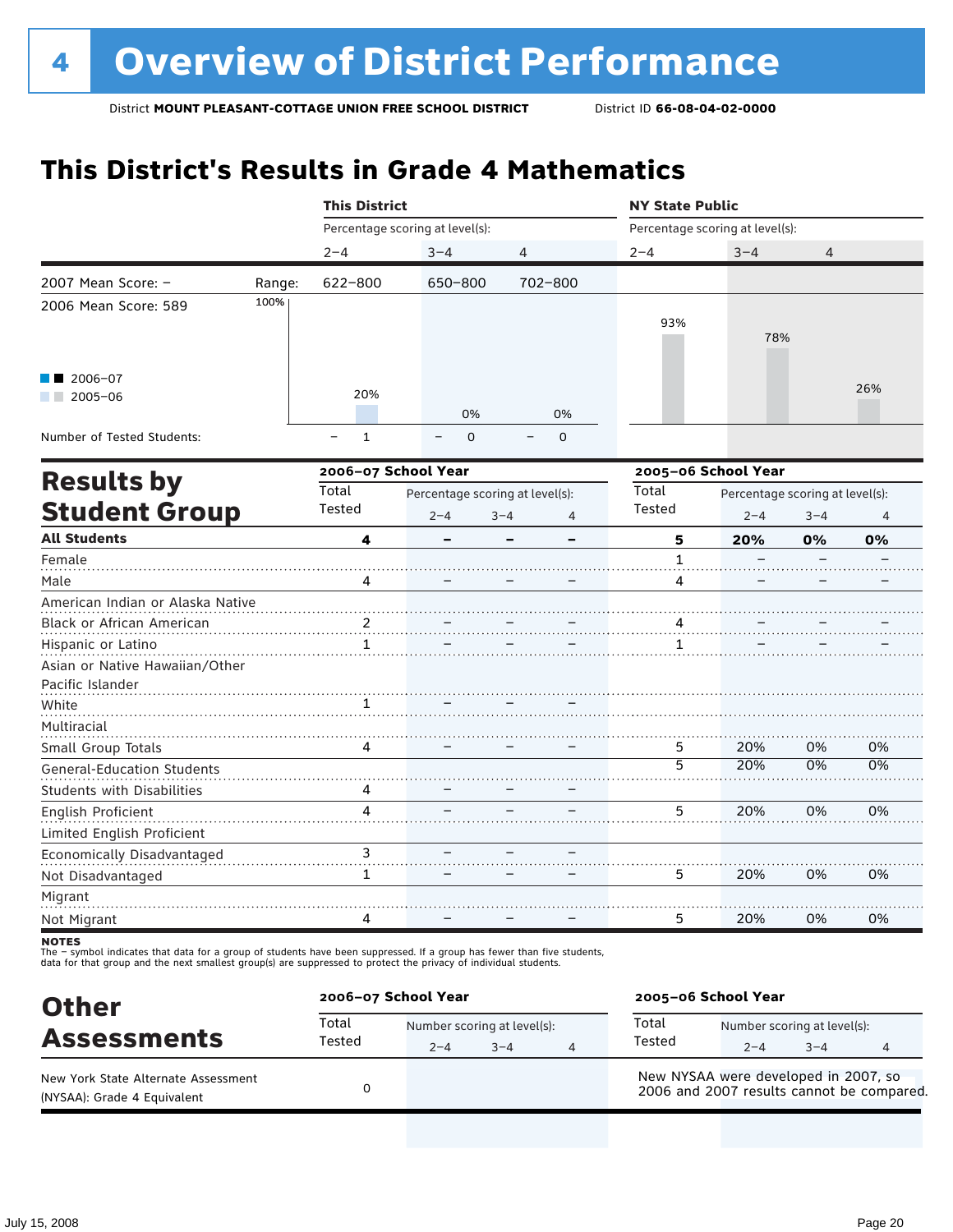# 4 Overview of District Performance

District **MOUNT PLEASANT-COTTAGE UNION FREE SCHOOL DISTRICT** District ID **66-08-04-02-0000**

## This District's Results in Grade 4 Mathematics

| | | This District | | | NY State Public | | |
|---|---|---|---|---|---|---|---|
| | | Percentage scoring at level(s): | | | Percentage scoring at level(s): | | |
| | | 2–4 | 3–4 | 4 | 2–4 | 3–4 | 4 |
| 2007 Mean Score: – | Range: | 622–800 | 650–800 | 702–800 | | | |
| 2006 Mean Score: 589 | | 20% | 0% | 0% | 93% | 78% | 26% |
| Number of Tested Students: | | – 1 | – 0 | – 0 | | | |

2006–07 / 2005–06

## Results by Student Group

| | 2006–07 School Year | | | | 2005–06 School Year | | | |
|---|---|---|---|---|---|---|---|---|
| | Total Tested | Percentage scoring at level(s): 2–4 | 3–4 | 4 | Total Tested | Percentage scoring at level(s): 2–4 | 3–4 | 4 |
| **All Students** | **4** | **–** | **–** | **–** | **5** | **20%** | **0%** | **0%** |
| Female | | | | | 1 | – | – | – |
| Male | 4 | – | – | – | 4 | – | – | – |
| American Indian or Alaska Native | | | | | | | | |
| Black or African American | 2 | – | – | – | 4 | – | – | – |
| Hispanic or Latino | 1 | – | – | – | 1 | – | – | – |
| Asian or Native Hawaiian/Other Pacific Islander | | | | | | | | |
| White | 1 | – | – | – | | | | |
| Multiracial | | | | | | | | |
| Small Group Totals | 4 | – | – | – | 5 | 20% | 0% | 0% |
| General-Education Students | | | | | 5 | 20% | 0% | 0% |
| Students with Disabilities | 4 | – | – | – | | | | |
| English Proficient | 4 | – | – | – | 5 | 20% | 0% | 0% |
| Limited English Proficient | | | | | | | | |
| Economically Disadvantaged | 3 | – | – | – | | | | |
| Not Disadvantaged | 1 | – | – | – | 5 | 20% | 0% | 0% |
| Migrant | | | | | | | | |
| Not Migrant | 4 | – | – | – | 5 | 20% | 0% | 0% |

**NOTES**
The – symbol indicates that data for a group of students have been suppressed. If a group has fewer than five students, data for that group and the next smallest group(s) are suppressed to protect the privacy of individual students.

## Other Assessments

| | 2006–07 School Year | | | | 2005–06 School Year | | | |
|---|---|---|---|---|---|---|---|---|
| | Total Tested | Number scoring at level(s): 2–4 | 3–4 | 4 | Total Tested | Number scoring at level(s): 2–4 | 3–4 | 4 |
| New York State Alternate Assessment (NYSAA): Grade 4 Equivalent | 0 | | | | New NYSAA were developed in 2007, so 2006 and 2007 results cannot be compared. | | | |

July 15, 2008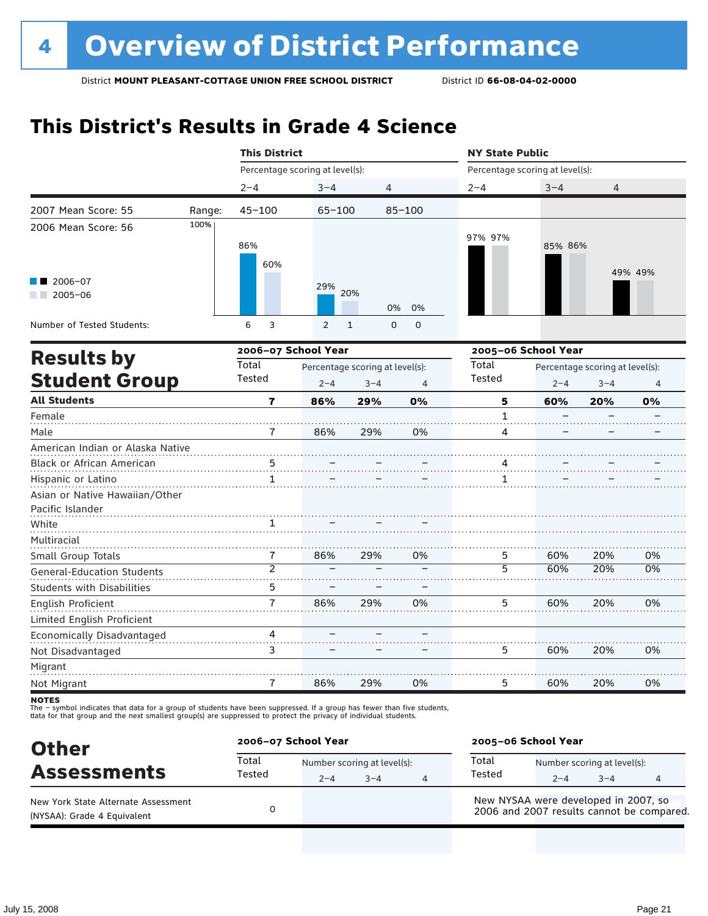# 4 Overview of District Performance

District **MOUNT PLEASANT-COTTAGE UNION FREE SCHOOL DISTRICT** District ID **66-08-04-02-0000**

## This District's Results in Grade 4 Science

| | This District | | | NY State Public | | |
|---|---|---|---|---|---|---|
| | Percentage scoring at level(s): | | | Percentage scoring at level(s): | | |
| | 2–4 | 3–4 | 4 | 2–4 | 3–4 | 4 |
| 2007 Mean Score: 55 / Range: | 45–100 | 65–100 | 85–100 | | | |
| 2006 Mean Score: 56 | | | | | | |
| 2006–07 | 86% | 29% | 0% | 97% | 85% | 49% |
| 2005–06 | 60% | 20% | 0% | 97% | 86% | 49% |
| Number of Tested Students (2006–07) | 6 | 2 | 0 | | | |
| Number of Tested Students (2005–06) | 3 | 1 | 0 | | | |

## Results by Student Group

| | 2006–07 School Year | | | | 2005–06 School Year | | | |
|---|---|---|---|---|---|---|---|---|
| | Total Tested | Percentage scoring at level(s): | | | Total Tested | Percentage scoring at level(s): | | |
| | | 2–4 | 3–4 | 4 | | 2–4 | 3–4 | 4 |
| **All Students** | **7** | **86%** | **29%** | **0%** | **5** | **60%** | **20%** | **0%** |
| Female | | | | | 1 | – | – | – |
| Male | 7 | 86% | 29% | 0% | 4 | – | – | – |
| American Indian or Alaska Native | | | | | | | | |
| Black or African American | 5 | – | – | – | 4 | – | – | – |
| Hispanic or Latino | 1 | – | – | – | 1 | – | – | – |
| Asian or Native Hawaiian/Other Pacific Islander | | | | | | | | |
| White | 1 | – | – | – | | | | |
| Multiracial | | | | | | | | |
| Small Group Totals | 7 | 86% | 29% | 0% | 5 | 60% | 20% | 0% |
| General-Education Students | 2 | – | – | – | 5 | 60% | 20% | 0% |
| Students with Disabilities | 5 | – | – | – | | | | |
| English Proficient | 7 | 86% | 29% | 0% | 5 | 60% | 20% | 0% |
| Limited English Proficient | | | | | | | | |
| Economically Disadvantaged | 4 | – | – | – | | | | |
| Not Disadvantaged | 3 | – | – | – | 5 | 60% | 20% | 0% |
| Migrant | | | | | | | | |
| Not Migrant | 7 | 86% | 29% | 0% | 5 | 60% | 20% | 0% |

**NOTES**
The – symbol indicates that data for a group of students have been suppressed. If a group has fewer than five students, data for that group and the next smallest group(s) are suppressed to protect the privacy of individual students.

## Other Assessments

| | 2006–07 School Year | | | | 2005–06 School Year | | | |
|---|---|---|---|---|---|---|---|---|
| | Total Tested | Number scoring at level(s): | | | Total Tested | Number scoring at level(s): | | |
| | | 2–4 | 3–4 | 4 | | 2–4 | 3–4 | 4 |
| New York State Alternate Assessment (NYSAA): Grade 4 Equivalent | 0 | | | | New NYSAA were developed in 2007, so 2006 and 2007 results cannot be compared. | | | |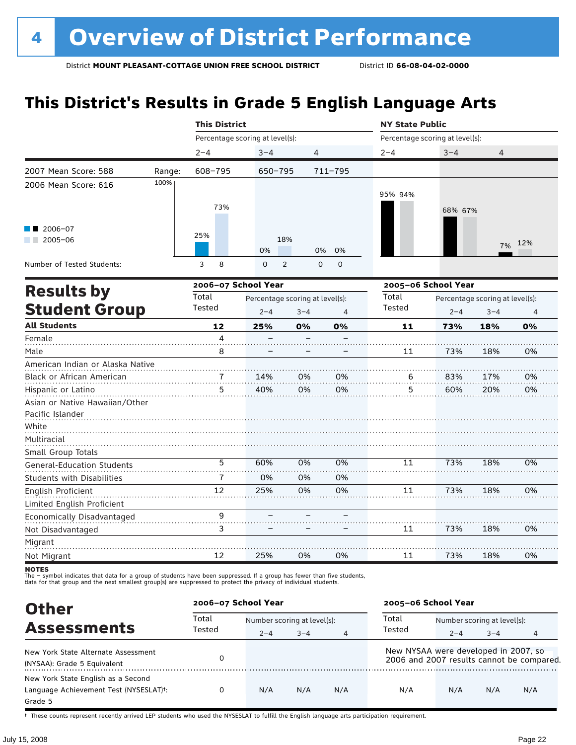# 4 Overview of District Performance

District **MOUNT PLEASANT-COTTAGE UNION FREE SCHOOL DISTRICT** District ID **66-08-04-02-0000**

## This District's Results in Grade 5 English Language Arts

| | | This District | | | NY State Public | | |
|---|---|---|---|---|---|---|---|
| | | Percentage scoring at level(s): | | | Percentage scoring at level(s): | | |
| | | 2–4 | 3–4 | 4 | 2–4 | 3–4 | 4 |
| 2007 Mean Score: 588 | Range: | 608–795 | 650–795 | 711–795 | | | |
| 2006 Mean Score: 616 | | | | | | | |
| 2006–07 | | 25% | 0% | 0% | 95% | 68% | 7% |
| 2005–06 | | 73% | 18% | 0% | 94% | 67% | 12% |
| Number of Tested Students: 2006–07 | | 3 | 0 | 0 | | | |
| Number of Tested Students: 2005–06 | | 8 | 2 | 0 | | | |

## Results by Student Group

| | 2006–07 School Year | | | | 2005–06 School Year | | | |
|---|---|---|---|---|---|---|---|---|
| | Total Tested | Percentage scoring at level(s): 2–4 | 3–4 | 4 | Total Tested | Percentage scoring at level(s): 2–4 | 3–4 | 4 |
| **All Students** | **12** | **25%** | **0%** | **0%** | **11** | **73%** | **18%** | **0%** |
| Female | 4 | – | – | – | | | | |
| Male | 8 | – | – | – | 11 | 73% | 18% | 0% |
| American Indian or Alaska Native | | | | | | | | |
| Black or African American | 7 | 14% | 0% | 0% | 6 | 83% | 17% | 0% |
| Hispanic or Latino | 5 | 40% | 0% | 0% | 5 | 60% | 20% | 0% |
| Asian or Native Hawaiian/Other Pacific Islander | | | | | | | | |
| White | | | | | | | | |
| Multiracial | | | | | | | | |
| Small Group Totals | | | | | | | | |
| General-Education Students | 5 | 60% | 0% | 0% | 11 | 73% | 18% | 0% |
| Students with Disabilities | 7 | 0% | 0% | 0% | | | | |
| English Proficient | 12 | 25% | 0% | 0% | 11 | 73% | 18% | 0% |
| Limited English Proficient | | | | | | | | |
| Economically Disadvantaged | 9 | – | – | – | | | | |
| Not Disadvantaged | 3 | – | – | – | 11 | 73% | 18% | 0% |
| Migrant | | | | | | | | |
| Not Migrant | 12 | 25% | 0% | 0% | 11 | 73% | 18% | 0% |

**NOTES**

The – symbol indicates that data for a group of students have been suppressed. If a group has fewer than five students, data for that group and the next smallest group(s) are suppressed to protect the privacy of individual students.

## Other Assessments

| | 2006–07 School Year | | | | 2005–06 School Year | | | |
|---|---|---|---|---|---|---|---|---|
| | Total Tested | Number scoring at level(s): 2–4 | 3–4 | 4 | Total Tested | Number scoring at level(s): 2–4 | 3–4 | 4 |
| New York State Alternate Assessment (NYSAA): Grade 5 Equivalent | 0 | | | | New NYSAA were developed in 2007, so 2006 and 2007 results cannot be compared. | | | |
| New York State English as a Second Language Achievement Test (NYSESLAT)†: Grade 5 | 0 | N/A | N/A | N/A | N/A | N/A | N/A | N/A |

† These counts represent recently arrived LEP students who used the NYSESLAT to fulfill the English language arts participation requirement.

July 15, 2008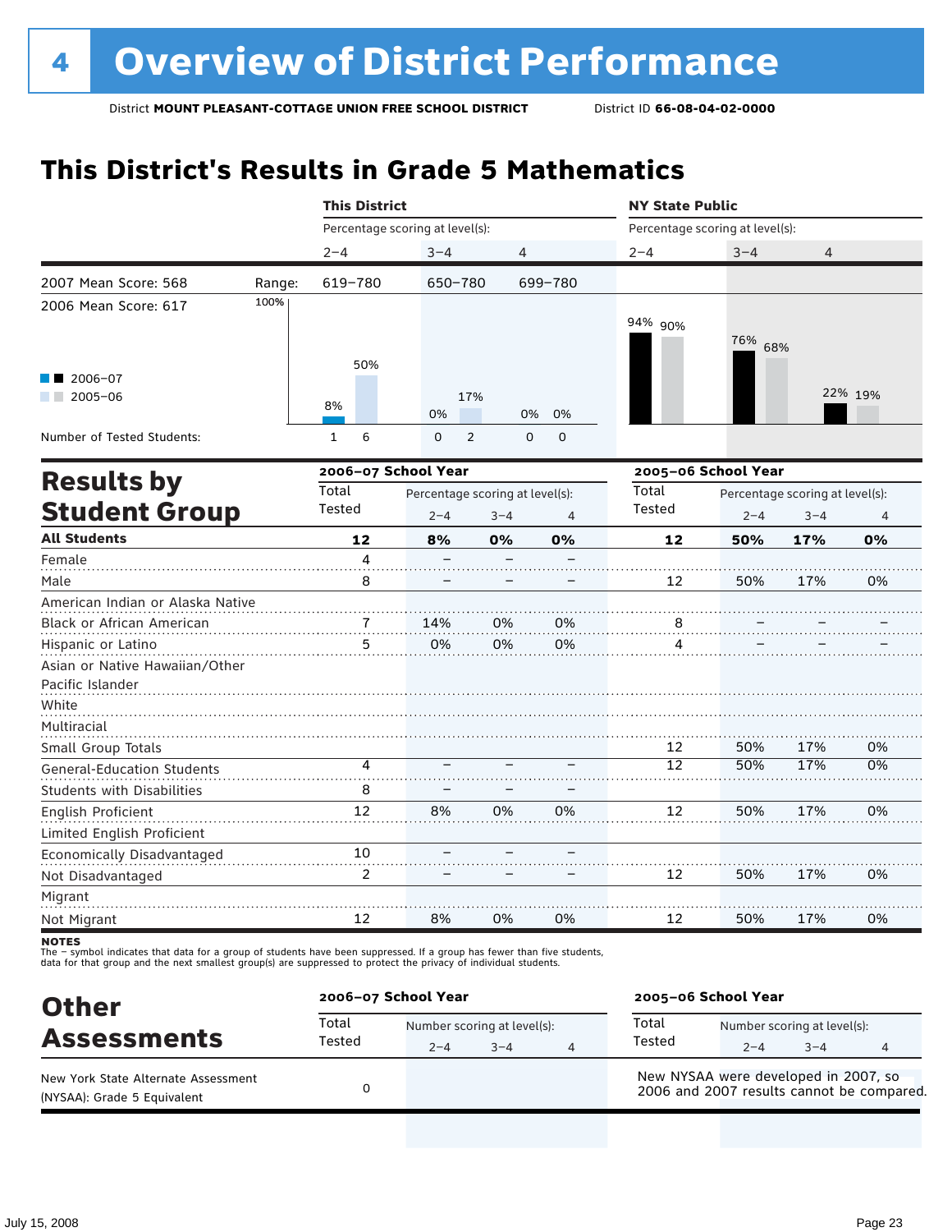# 4 Overview of District Performance

District **MOUNT PLEASANT-COTTAGE UNION FREE SCHOOL DISTRICT** District ID **66-08-04-02-0000**

## This District's Results in Grade 5 Mathematics

| | | This District | | | NY State Public | | |
|---|---|---|---|---|---|---|---|
| | | Percentage scoring at level(s): | | | Percentage scoring at level(s): | | |
| | | 2–4 | 3–4 | 4 | 2–4 | 3–4 | 4 |
| 2007 Mean Score: 568 | Range: | 619–780 | 650–780 | 699–780 | | | |
| 2006 Mean Score: 617 | | | | | | | |
| 2006–07 | | 8% | 0% | 0% | 94% | 76% | 22% |
| 2005–06 | | 50% | 17% | 0% | 90% | 68% | 19% |
| Number of Tested Students: 2006–07 | | 1 | 0 | 0 | | | |
| Number of Tested Students: 2005–06 | | 6 | 2 | 0 | | | |

## Results by Student Group

| | 2006–07 School Year | | | | 2005–06 School Year | | | |
|---|---|---|---|---|---|---|---|---|
| | Total Tested | Percentage scoring at level(s): 2–4 | 3–4 | 4 | Total Tested | Percentage scoring at level(s): 2–4 | 3–4 | 4 |
| **All Students** | **12** | **8%** | **0%** | **0%** | **12** | **50%** | **17%** | **0%** |
| Female | 4 | – | – | – | | | | |
| Male | 8 | – | – | – | 12 | 50% | 17% | 0% |
| American Indian or Alaska Native | | | | | | | | |
| Black or African American | 7 | 14% | 0% | 0% | 8 | – | – | – |
| Hispanic or Latino | 5 | 0% | 0% | 0% | 4 | – | – | – |
| Asian or Native Hawaiian/Other Pacific Islander | | | | | | | | |
| White | | | | | | | | |
| Multiracial | | | | | | | | |
| Small Group Totals | | | | | 12 | 50% | 17% | 0% |
| General-Education Students | 4 | – | – | – | 12 | 50% | 17% | 0% |
| Students with Disabilities | 8 | – | – | – | | | | |
| English Proficient | 12 | 8% | 0% | 0% | 12 | 50% | 17% | 0% |
| Limited English Proficient | | | | | | | | |
| Economically Disadvantaged | 10 | – | – | – | | | | |
| Not Disadvantaged | 2 | – | – | – | 12 | 50% | 17% | 0% |
| Migrant | | | | | | | | |
| Not Migrant | 12 | 8% | 0% | 0% | 12 | 50% | 17% | 0% |

**NOTES**
The – symbol indicates that data for a group of students have been suppressed. If a group has fewer than five students, data for that group and the next smallest group(s) are suppressed to protect the privacy of individual students.

## Other Assessments

| | 2006–07 School Year | | | | 2005–06 School Year | | | |
|---|---|---|---|---|---|---|---|---|
| | Total Tested | Number scoring at level(s): 2–4 | 3–4 | 4 | Total Tested | Number scoring at level(s): 2–4 | 3–4 | 4 |
| New York State Alternate Assessment (NYSAA): Grade 5 Equivalent | 0 | | | | New NYSAA were developed in 2007, so 2006 and 2007 results cannot be compared. | | | |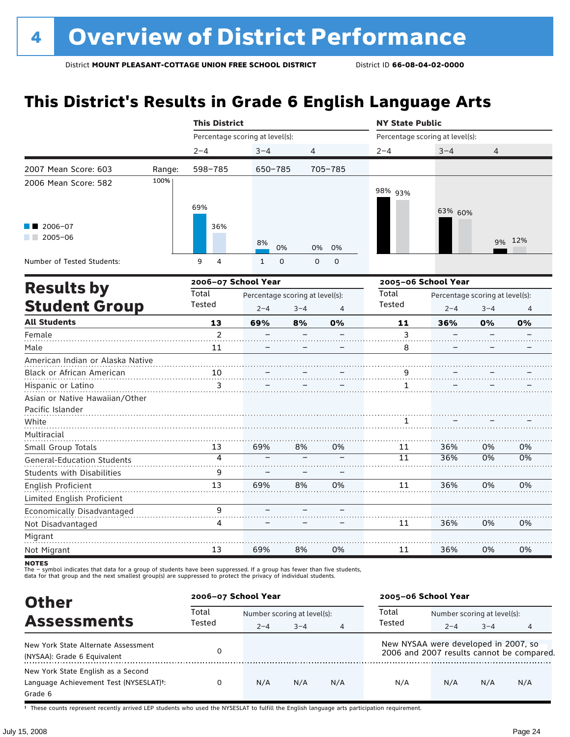# 4 Overview of District Performance

District **MOUNT PLEASANT-COTTAGE UNION FREE SCHOOL DISTRICT** District ID **66-08-04-02-0000**

## This District's Results in Grade 6 English Language Arts

| | | This District | | | NY State Public | | |
|---|---|---|---|---|---|---|---|
| | | Percentage scoring at level(s): | | | Percentage scoring at level(s): | | |
| | | 2–4 | 3–4 | 4 | 2–4 | 3–4 | 4 |
| 2007 Mean Score: 603 | Range: | 598–785 | 650–785 | 705–785 | | | |
| 2006 Mean Score: 582 | | | | | | | |
| 2006–07 | | 69% | 8% | 0% | 98% | 63% | 9% |
| 2005–06 | | 36% | 0% | 0% | 93% | 60% | 12% |
| Number of Tested Students: 2006–07 | | 9 | 1 | 0 | | | |
| Number of Tested Students: 2005–06 | | 4 | 0 | 0 | | | |

## Results by Student Group

| | 2006–07 School Year | | | | 2005–06 School Year | | | |
|---|---|---|---|---|---|---|---|---|
| | Total Tested | Percentage scoring at level(s): | | | Total Tested | Percentage scoring at level(s): | | |
| | | 2–4 | 3–4 | 4 | | 2–4 | 3–4 | 4 |
| **All Students** | **13** | **69%** | **8%** | **0%** | **11** | **36%** | **0%** | **0%** |
| Female | 2 | – | – | – | 3 | – | – | – |
| Male | 11 | – | – | – | 8 | – | – | – |
| American Indian or Alaska Native | | | | | | | | |
| Black or African American | 10 | – | – | – | 9 | – | – | – |
| Hispanic or Latino | 3 | – | – | – | 1 | – | – | – |
| Asian or Native Hawaiian/Other Pacific Islander | | | | | | | | |
| White | | | | | 1 | – | – | – |
| Multiracial | | | | | | | | |
| Small Group Totals | 13 | 69% | 8% | 0% | 11 | 36% | 0% | 0% |
| General-Education Students | 4 | – | – | – | 11 | 36% | 0% | 0% |
| Students with Disabilities | 9 | – | – | – | | | | |
| English Proficient | 13 | 69% | 8% | 0% | 11 | 36% | 0% | 0% |
| Limited English Proficient | | | | | | | | |
| Economically Disadvantaged | 9 | – | – | – | | | | |
| Not Disadvantaged | 4 | – | – | – | 11 | 36% | 0% | 0% |
| Migrant | | | | | | | | |
| Not Migrant | 13 | 69% | 8% | 0% | 11 | 36% | 0% | 0% |

**NOTES**
The – symbol indicates that data for a group of students have been suppressed. If a group has fewer than five students, data for that group and the next smallest group(s) are suppressed to protect the privacy of individual students.

## Other Assessments

| | 2006–07 School Year | | | | 2005–06 School Year | | | |
|---|---|---|---|---|---|---|---|---|
| | Total Tested | Number scoring at level(s): | | | Total Tested | Number scoring at level(s): | | |
| | | 2–4 | 3–4 | 4 | | 2–4 | 3–4 | 4 |
| New York State Alternate Assessment (NYSAA): Grade 6 Equivalent | 0 | | | | New NYSAA were developed in 2007, so 2006 and 2007 results cannot be compared. | | | |
| New York State English as a Second Language Achievement Test (NYSESLAT)†: Grade 6 | 0 | N/A | N/A | N/A | N/A | N/A | N/A | N/A |

† These counts represent recently arrived LEP students who used the NYSESLAT to fulfill the English language arts participation requirement.

July 15, 2008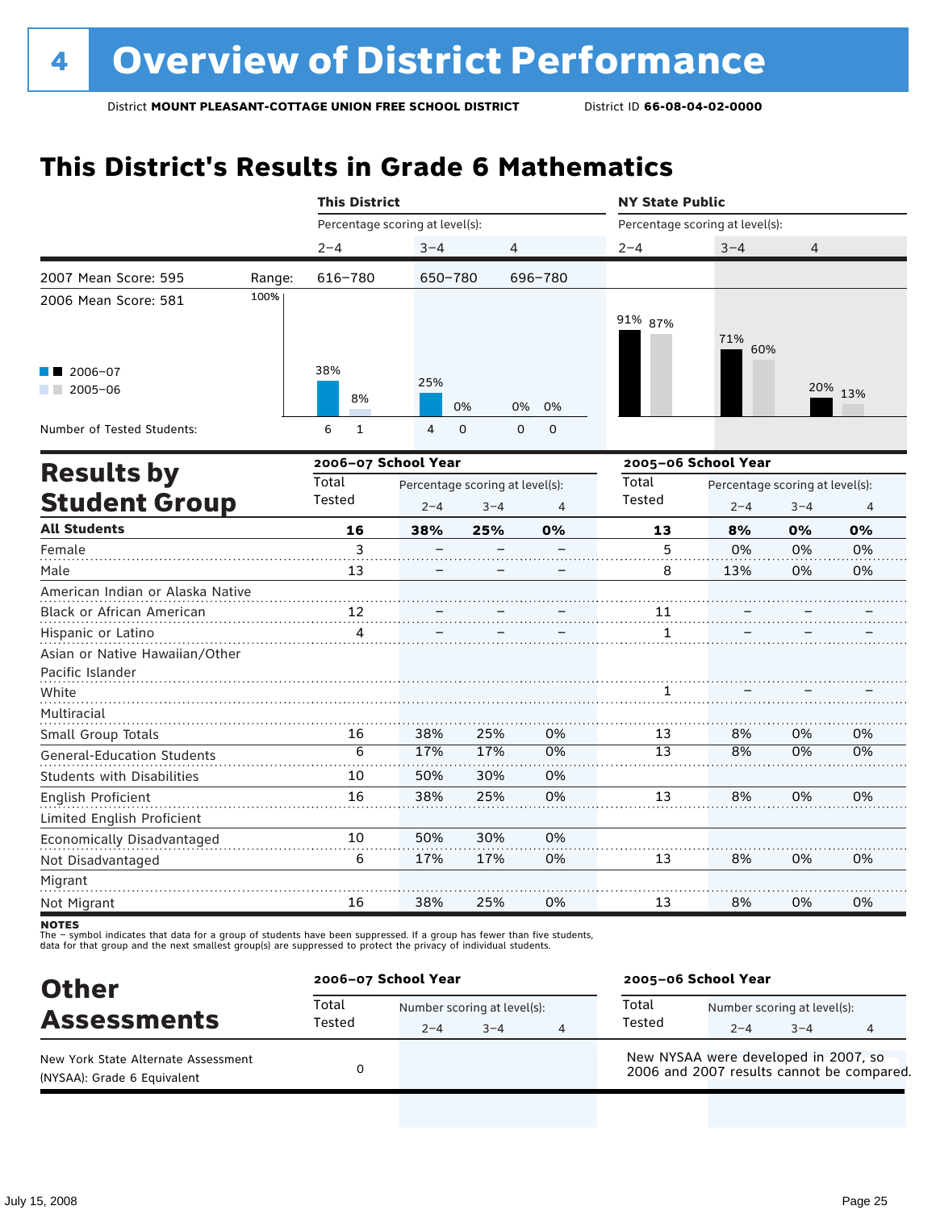# 4 Overview of District Performance

District **MOUNT PLEASANT-COTTAGE UNION FREE SCHOOL DISTRICT** District ID **66-08-04-02-0000**

## This District's Results in Grade 6 Mathematics

| | | This District | | | NY State Public | | |
|---|---|---|---|---|---|---|---|
| | | Percentage scoring at level(s): | | | Percentage scoring at level(s): | | |
| | | 2–4 | 3–4 | 4 | 2–4 | 3–4 | 4 |
| 2007 Mean Score: 595 | Range: | 616–780 | 650–780 | 696–780 | | | |
| 2006 Mean Score: 581 | | | | | | | |
| 2006–07 | | 38% | 25% | 0% | 91% | 71% | 20% |
| 2005–06 | | 8% | 0% | 0% | 87% | 60% | 13% |
| Number of Tested Students: 2006–07 | | 6 | 4 | 0 | | | |
| Number of Tested Students: 2005–06 | | 1 | 0 | 0 | | | |

## Results by Student Group

| | 2006–07 School Year | | | | 2005–06 School Year | | | |
|---|---|---|---|---|---|---|---|---|
| | Total Tested | Percentage scoring at level(s): 2–4 | 3–4 | 4 | Total Tested | Percentage scoring at level(s): 2–4 | 3–4 | 4 |
| **All Students** | **16** | **38%** | **25%** | **0%** | **13** | **8%** | **0%** | **0%** |
| Female | 3 | – | – | – | 5 | 0% | 0% | 0% |
| Male | 13 | – | – | – | 8 | 13% | 0% | 0% |
| American Indian or Alaska Native | | | | | | | | |
| Black or African American | 12 | – | – | – | 11 | – | – | – |
| Hispanic or Latino | 4 | – | – | – | 1 | – | – | – |
| Asian or Native Hawaiian/Other Pacific Islander | | | | | | | | |
| White | | | | | 1 | – | – | – |
| Multiracial | | | | | | | | |
| Small Group Totals | 16 | 38% | 25% | 0% | 13 | 8% | 0% | 0% |
| General-Education Students | 6 | 17% | 17% | 0% | 13 | 8% | 0% | 0% |
| Students with Disabilities | 10 | 50% | 30% | 0% | | | | |
| English Proficient | 16 | 38% | 25% | 0% | 13 | 8% | 0% | 0% |
| Limited English Proficient | | | | | | | | |
| Economically Disadvantaged | 10 | 50% | 30% | 0% | | | | |
| Not Disadvantaged | 6 | 17% | 17% | 0% | 13 | 8% | 0% | 0% |
| Migrant | | | | | | | | |
| Not Migrant | 16 | 38% | 25% | 0% | 13 | 8% | 0% | 0% |

**NOTES**
The – symbol indicates that data for a group of students have been suppressed. If a group has fewer than five students, data for that group and the next smallest group(s) are suppressed to protect the privacy of individual students.

## Other Assessments

| | 2006–07 School Year | | | | 2005–06 School Year | | | |
|---|---|---|---|---|---|---|---|---|
| | Total Tested | Number scoring at level(s): 2–4 | 3–4 | 4 | Total Tested | Number scoring at level(s): 2–4 | 3–4 | 4 |
| New York State Alternate Assessment (NYSAA): Grade 6 Equivalent | 0 | | | | New NYSAA were developed in 2007, so 2006 and 2007 results cannot be compared. | | | |

July 15, 2008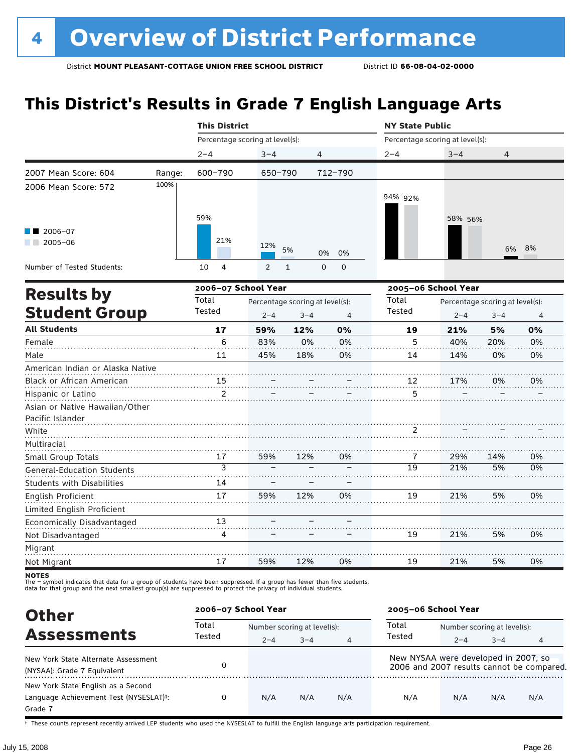# 4 Overview of District Performance

District **MOUNT PLEASANT-COTTAGE UNION FREE SCHOOL DISTRICT** District ID **66-08-04-02-0000**

## This District's Results in Grade 7 English Language Arts

| | | This District | | | NY State Public | | |
|---|---|---|---|---|---|---|---|
| | | Percentage scoring at level(s): | | | Percentage scoring at level(s): | | |
| | | 2–4 | 3–4 | 4 | 2–4 | 3–4 | 4 |
| 2007 Mean Score: 604 | Range: | 600–790 | 650–790 | 712–790 | | | |
| 2006 Mean Score: 572 | | | | | | | |
| 2006–07 | | 59% | 12% | 0% | 94% | 58% | 6% |
| 2005–06 | | 21% | 5% | 0% | 92% | 56% | 8% |
| Number of Tested Students: 2006–07 | | 10 | 2 | 0 | | | |
| Number of Tested Students: 2005–06 | | 4 | 1 | 0 | | | |

## Results by Student Group

| | 2006–07 School Year | | | | 2005–06 School Year | | | |
|---|---|---|---|---|---|---|---|---|
| | Total Tested | Percentage scoring at level(s): 2–4 | 3–4 | 4 | Total Tested | Percentage scoring at level(s): 2–4 | 3–4 | 4 |
| **All Students** | **17** | **59%** | **12%** | **0%** | **19** | **21%** | **5%** | **0%** |
| Female | 6 | 83% | 0% | 0% | 5 | 40% | 20% | 0% |
| Male | 11 | 45% | 18% | 0% | 14 | 14% | 0% | 0% |
| American Indian or Alaska Native | | | | | | | | |
| Black or African American | 15 | – | – | – | 12 | 17% | 0% | 0% |
| Hispanic or Latino | 2 | – | – | – | 5 | – | – | – |
| Asian or Native Hawaiian/Other Pacific Islander | | | | | | | | |
| White | | | | | 2 | – | – | – |
| Multiracial | | | | | | | | |
| Small Group Totals | 17 | 59% | 12% | 0% | 7 | 29% | 14% | 0% |
| General-Education Students | 3 | – | – | – | 19 | 21% | 5% | 0% |
| Students with Disabilities | 14 | – | – | – | | | | |
| English Proficient | 17 | 59% | 12% | 0% | 19 | 21% | 5% | 0% |
| Limited English Proficient | | | | | | | | |
| Economically Disadvantaged | 13 | – | – | – | | | | |
| Not Disadvantaged | 4 | – | – | – | 19 | 21% | 5% | 0% |
| Migrant | | | | | | | | |
| Not Migrant | 17 | 59% | 12% | 0% | 19 | 21% | 5% | 0% |

**NOTES**
The – symbol indicates that data for a group of students have been suppressed. If a group has fewer than five students, data for that group and the next smallest group(s) are suppressed to protect the privacy of individual students.

## Other Assessments

| | 2006–07 School Year | | | | 2005–06 School Year | | | |
|---|---|---|---|---|---|---|---|---|
| | Total Tested | Number scoring at level(s): 2–4 | 3–4 | 4 | Total Tested | Number scoring at level(s): 2–4 | 3–4 | 4 |
| New York State Alternate Assessment (NYSAA): Grade 7 Equivalent | 0 | | | | New NYSAA were developed in 2007, so 2006 and 2007 results cannot be compared. | | | |
| New York State English as a Second Language Achievement Test (NYSESLAT)†: Grade 7 | 0 | N/A | N/A | N/A | N/A | N/A | N/A | N/A |

† These counts represent recently arrived LEP students who used the NYSESLAT to fulfill the English language arts participation requirement.

July 15, 2008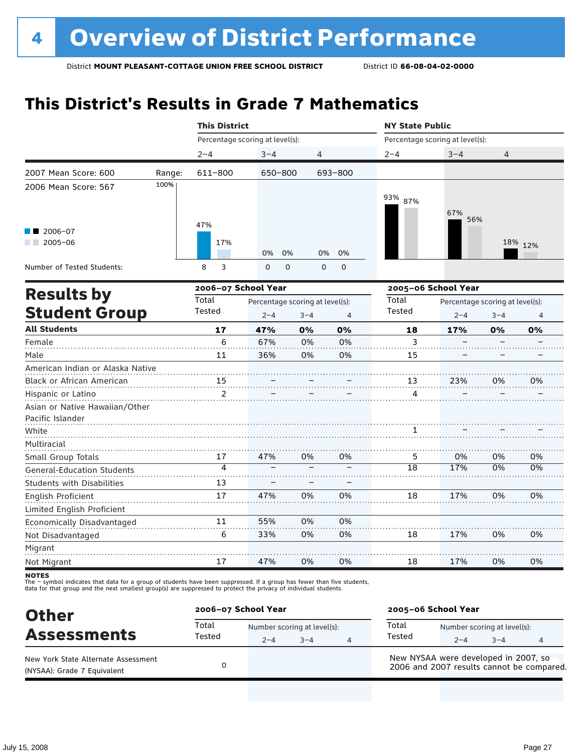# 4 Overview of District Performance

District **MOUNT PLEASANT-COTTAGE UNION FREE SCHOOL DISTRICT** District ID **66-08-04-02-0000**

## This District's Results in Grade 7 Mathematics

| | | This District | | | NY State Public | | |
|---|---|---|---|---|---|---|---|
| | | Percentage scoring at level(s): | | | Percentage scoring at level(s): | | |
| | | 2–4 | 3–4 | 4 | 2–4 | 3–4 | 4 |
| 2007 Mean Score: 600 | Range: | 611–800 | 650–800 | 693–800 | | | |
| 2006 Mean Score: 567 | 2006–07 | 47% | 0% | 0% | 93% | 67% | 18% |
| | 2005–06 | 17% | 0% | 0% | 87% | 56% | 12% |
| Number of Tested Students: | 2006–07 | 8 | 0 | 0 | | | |
| | 2005–06 | 3 | 0 | 0 | | | |

## Results by Student Group

| | 2006–07 School Year | | | | 2005–06 School Year | | | |
|---|---|---|---|---|---|---|---|---|
| | Total Tested | Percentage scoring at level(s): | | | Total Tested | Percentage scoring at level(s): | | |
| | | 2–4 | 3–4 | 4 | | 2–4 | 3–4 | 4 |
| **All Students** | **17** | **47%** | **0%** | **0%** | **18** | **17%** | **0%** | **0%** |
| Female | 6 | 67% | 0% | 0% | 3 | – | – | – |
| Male | 11 | 36% | 0% | 0% | 15 | – | – | – |
| American Indian or Alaska Native | | | | | | | | |
| Black or African American | 15 | – | – | – | 13 | 23% | 0% | 0% |
| Hispanic or Latino | 2 | – | – | – | 4 | – | – | – |
| Asian or Native Hawaiian/Other Pacific Islander | | | | | | | | |
| White | | | | | 1 | – | – | – |
| Multiracial | | | | | | | | |
| Small Group Totals | 17 | 47% | 0% | 0% | 5 | 0% | 0% | 0% |
| General-Education Students | 4 | – | – | – | 18 | 17% | 0% | 0% |
| Students with Disabilities | 13 | – | – | – | | | | |
| English Proficient | 17 | 47% | 0% | 0% | 18 | 17% | 0% | 0% |
| Limited English Proficient | | | | | | | | |
| Economically Disadvantaged | 11 | 55% | 0% | 0% | | | | |
| Not Disadvantaged | 6 | 33% | 0% | 0% | 18 | 17% | 0% | 0% |
| Migrant | | | | | | | | |
| Not Migrant | 17 | 47% | 0% | 0% | 18 | 17% | 0% | 0% |

**NOTES**
The – symbol indicates that data for a group of students have been suppressed. If a group has fewer than five students, data for that group and the next smallest group(s) are suppressed to protect the privacy of individual students.

## Other Assessments

| | 2006–07 School Year | | | | 2005–06 School Year | | | |
|---|---|---|---|---|---|---|---|---|
| | Total Tested | Number scoring at level(s): | | | Total Tested | Number scoring at level(s): | | |
| | | 2–4 | 3–4 | 4 | | 2–4 | 3–4 | 4 |
| New York State Alternate Assessment (NYSAA): Grade 7 Equivalent | 0 | | | | New NYSAA were developed in 2007, so 2006 and 2007 results cannot be compared. | | | |

July 15, 2008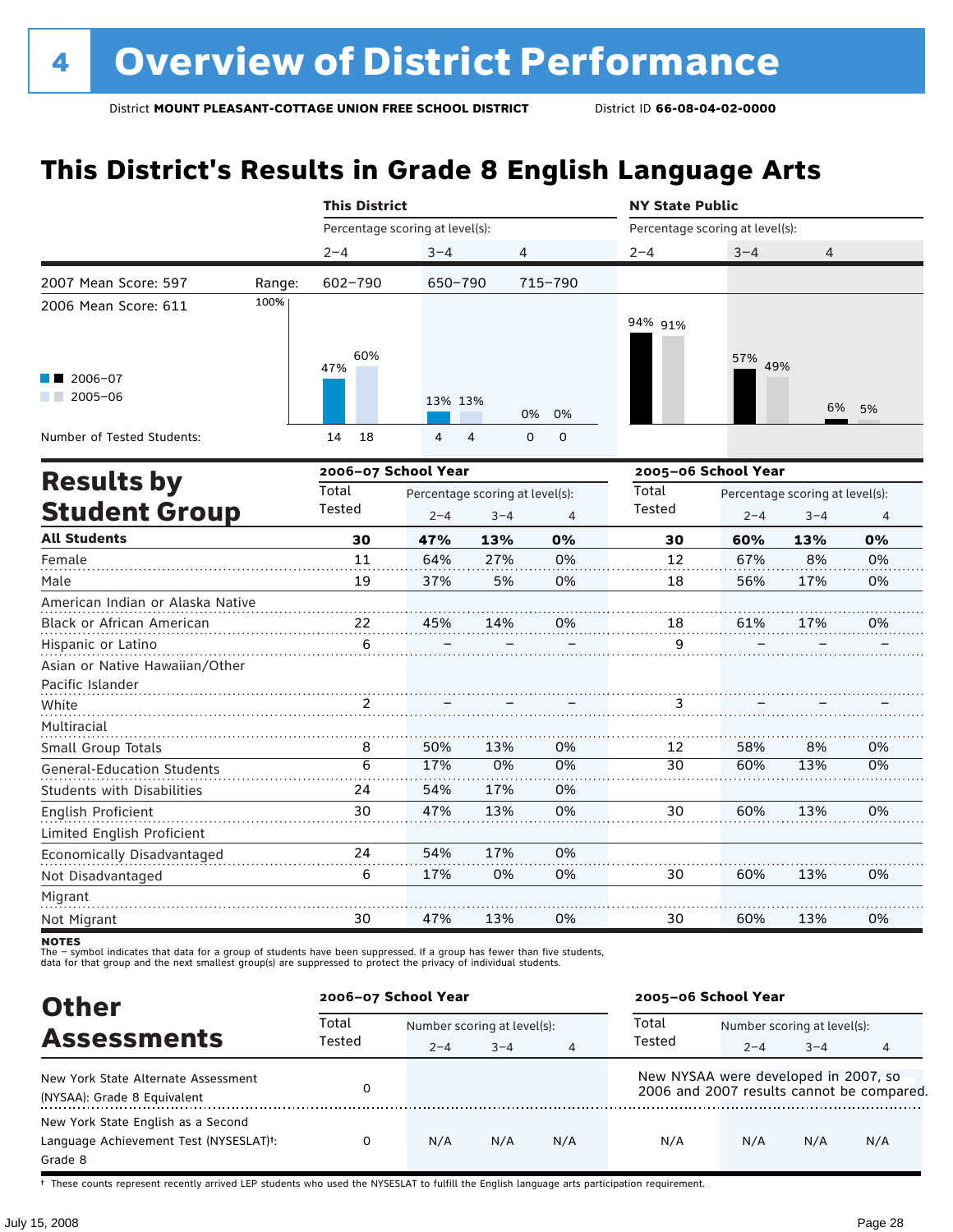# 4 Overview of District Performance

District **MOUNT PLEASANT-COTTAGE UNION FREE SCHOOL DISTRICT** District ID **66-08-04-02-0000**

## This District's Results in Grade 8 English Language Arts

| | | This District | | | NY State Public | | |
|---|---|---|---|---|---|---|---|
| | | Percentage scoring at level(s): | | | Percentage scoring at level(s): | | |
| | | 2–4 | 3–4 | 4 | 2–4 | 3–4 | 4 |
| 2007 Mean Score: 597 | Range: | 602–790 | 650–790 | 715–790 | | | |
| 2006 Mean Score: 611 | | | | | | | |
| 2006–07 | | 47% | 13% | 0% | 94% | 57% | 6% |
| 2005–06 | | 60% | 13% | 0% | 91% | 49% | 5% |
| Number of Tested Students: 2006–07 | | 14 | 4 | 0 | | | |
| Number of Tested Students: 2005–06 | | 18 | 4 | 0 | | | |

## Results by Student Group

| | 2006–07 School Year | | | | 2005–06 School Year | | | |
|---|---|---|---|---|---|---|---|---|
| | Total Tested | Percentage scoring at level(s): | | | Total Tested | Percentage scoring at level(s): | | |
| | | 2–4 | 3–4 | 4 | | 2–4 | 3–4 | 4 |
| **All Students** | **30** | **47%** | **13%** | **0%** | **30** | **60%** | **13%** | **0%** |
| Female | 11 | 64% | 27% | 0% | 12 | 67% | 8% | 0% |
| Male | 19 | 37% | 5% | 0% | 18 | 56% | 17% | 0% |
| American Indian or Alaska Native | | | | | | | | |
| Black or African American | 22 | 45% | 14% | 0% | 18 | 61% | 17% | 0% |
| Hispanic or Latino | 6 | – | – | – | 9 | – | – | – |
| Asian or Native Hawaiian/Other Pacific Islander | | | | | | | | |
| White | 2 | – | – | – | 3 | – | – | – |
| Multiracial | | | | | | | | |
| Small Group Totals | 8 | 50% | 13% | 0% | 12 | 58% | 8% | 0% |
| General-Education Students | 6 | 17% | 0% | 0% | 30 | 60% | 13% | 0% |
| Students with Disabilities | 24 | 54% | 17% | 0% | | | | |
| English Proficient | 30 | 47% | 13% | 0% | 30 | 60% | 13% | 0% |
| Limited English Proficient | | | | | | | | |
| Economically Disadvantaged | 24 | 54% | 17% | 0% | | | | |
| Not Disadvantaged | 6 | 17% | 0% | 0% | 30 | 60% | 13% | 0% |
| Migrant | | | | | | | | |
| Not Migrant | 30 | 47% | 13% | 0% | 30 | 60% | 13% | 0% |

**NOTES**
The – symbol indicates that data for a group of students have been suppressed. If a group has fewer than five students, data for that group and the next smallest group(s) are suppressed to protect the privacy of individual students.

## Other Assessments

| | 2006–07 School Year | | | | 2005–06 School Year | | | |
|---|---|---|---|---|---|---|---|---|
| | Total Tested | Number scoring at level(s): | | | Total Tested | Number scoring at level(s): | | |
| | | 2–4 | 3–4 | 4 | | 2–4 | 3–4 | 4 |
| New York State Alternate Assessment (NYSAA): Grade 8 Equivalent | 0 | | | | New NYSAA were developed in 2007, so 2006 and 2007 results cannot be compared. | | | |
| New York State English as a Second Language Achievement Test (NYSESLAT)†: Grade 8 | 0 | N/A | N/A | N/A | N/A | N/A | N/A | N/A |

† These counts represent recently arrived LEP students who used the NYSESLAT to fulfill the English language arts participation requirement.

July 15, 2008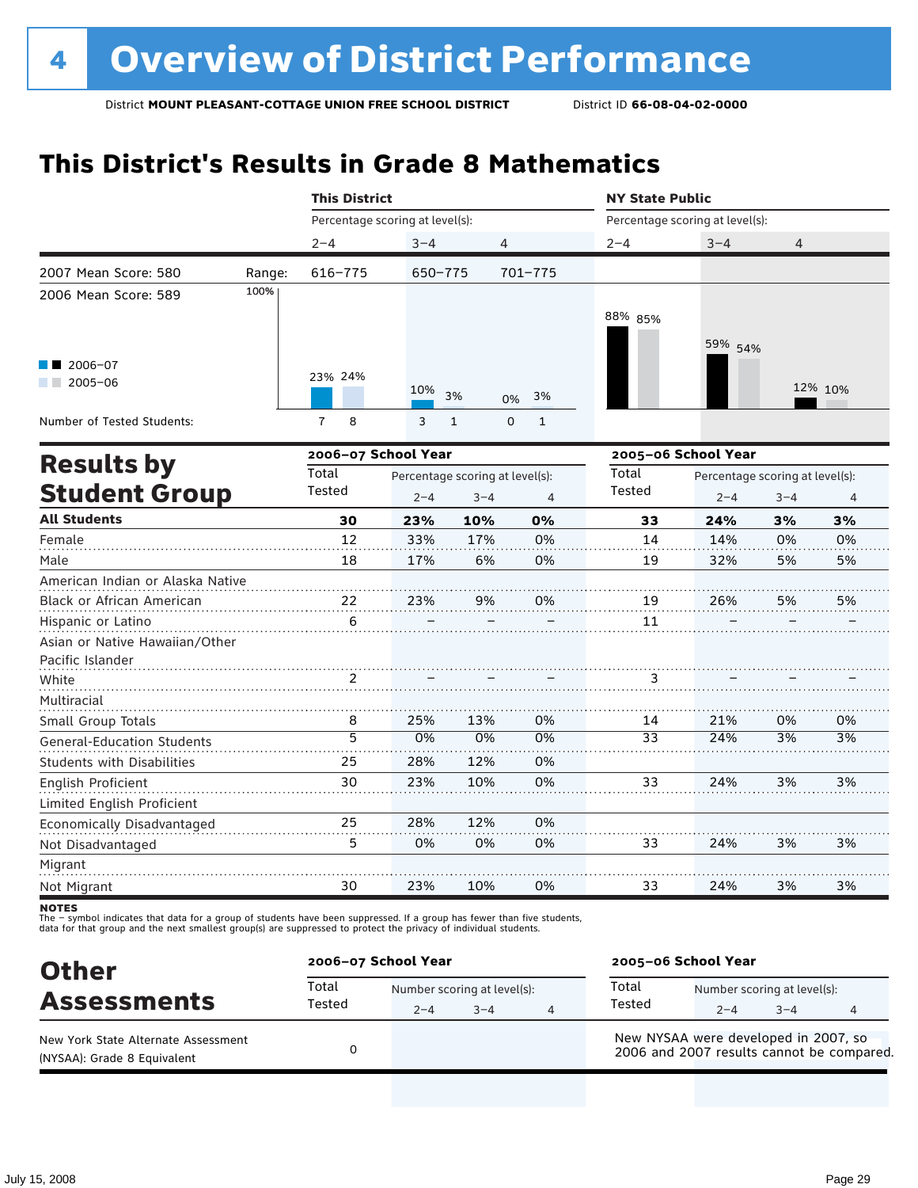# 4 Overview of District Performance

District **MOUNT PLEASANT-COTTAGE UNION FREE SCHOOL DISTRICT** District ID **66-08-04-02-0000**

## This District's Results in Grade 8 Mathematics

| | | This District | | | NY State Public | | |
|---|---|---|---|---|---|---|---|
| | | Percentage scoring at level(s): | | | Percentage scoring at level(s): | | |
| | | 2–4 | 3–4 | 4 | 2–4 | 3–4 | 4 |
| 2007 Mean Score: 580 | Range: | 616–775 | 650–775 | 701–775 | | | |
| 2006 Mean Score: 589 | | | | | | | |
| 2006–07 | | 23% | 10% | 0% | 88% | 59% | 12% |
| 2005–06 | | 24% | 3% | 3% | 85% | 54% | 10% |
| Number of Tested Students: 2006–07 | | 7 | 3 | 0 | | | |
| Number of Tested Students: 2005–06 | | 8 | 1 | 1 | | | |

## Results by Student Group

| | 2006–07 School Year | | | | 2005–06 School Year | | | |
|---|---|---|---|---|---|---|---|---|
| | Total Tested | Percentage scoring at level(s): | | | Total Tested | Percentage scoring at level(s): | | |
| | | 2–4 | 3–4 | 4 | | 2–4 | 3–4 | 4 |
| **All Students** | **30** | **23%** | **10%** | **0%** | **33** | **24%** | **3%** | **3%** |
| Female | 12 | 33% | 17% | 0% | 14 | 14% | 0% | 0% |
| Male | 18 | 17% | 6% | 0% | 19 | 32% | 5% | 5% |
| American Indian or Alaska Native | | | | | | | | |
| Black or African American | 22 | 23% | 9% | 0% | 19 | 26% | 5% | 5% |
| Hispanic or Latino | 6 | – | – | – | 11 | – | – | – |
| Asian or Native Hawaiian/Other Pacific Islander | | | | | | | | |
| White | 2 | – | – | – | 3 | – | – | – |
| Multiracial | | | | | | | | |
| Small Group Totals | 8 | 25% | 13% | 0% | 14 | 21% | 0% | 0% |
| General-Education Students | 5 | 0% | 0% | 0% | 33 | 24% | 3% | 3% |
| Students with Disabilities | 25 | 28% | 12% | 0% | | | | |
| English Proficient | 30 | 23% | 10% | 0% | 33 | 24% | 3% | 3% |
| Limited English Proficient | | | | | | | | |
| Economically Disadvantaged | 25 | 28% | 12% | 0% | | | | |
| Not Disadvantaged | 5 | 0% | 0% | 0% | 33 | 24% | 3% | 3% |
| Migrant | | | | | | | | |
| Not Migrant | 30 | 23% | 10% | 0% | 33 | 24% | 3% | 3% |

**NOTES**
The – symbol indicates that data for a group of students have been suppressed. If a group has fewer than five students, data for that group and the next smallest group(s) are suppressed to protect the privacy of individual students.

## Other Assessments

| | 2006–07 School Year | | | | 2005–06 School Year | | | |
|---|---|---|---|---|---|---|---|---|
| | Total Tested | Number scoring at level(s): | | | Total Tested | Number scoring at level(s): | | |
| | | 2–4 | 3–4 | 4 | | 2–4 | 3–4 | 4 |
| New York State Alternate Assessment (NYSAA): Grade 8 Equivalent | 0 | | | | New NYSAA were developed in 2007, so 2006 and 2007 results cannot be compared. | | | |

July 15, 2008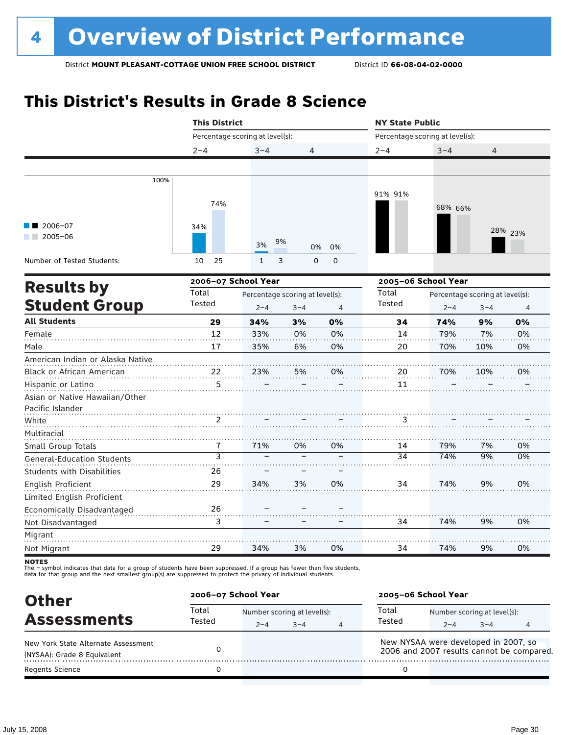# 4 Overview of District Performance

District **MOUNT PLEASANT-COTTAGE UNION FREE SCHOOL DISTRICT** District ID **66-08-04-02-0000**

## This District's Results in Grade 8 Science

| | This District | | | NY State Public | | |
|---|---|---|---|---|---|---|
| Percentage scoring at level(s): | 2–4 | 3–4 | 4 | 2–4 | 3–4 | 4 |
| 2006–07 | 34% | 3% | 0% | 91% | 68% | 28% |
| 2005–06 | 74% | 9% | 0% | 91% | 66% | 23% |
| Number of Tested Students: 2006–07 | 10 | 1 | 0 | | | |
| Number of Tested Students: 2005–06 | 25 | 3 | 0 | | | |

## Results by Student Group

| | 2006–07 School Year | | | | 2005–06 School Year | | | |
|---|---|---|---|---|---|---|---|---|
| | Total Tested | Percentage scoring at level(s): 2–4 | 3–4 | 4 | Total Tested | Percentage scoring at level(s): 2–4 | 3–4 | 4 |
| **All Students** | **29** | **34%** | **3%** | **0%** | **34** | **74%** | **9%** | **0%** |
| Female | 12 | 33% | 0% | 0% | 14 | 79% | 7% | 0% |
| Male | 17 | 35% | 6% | 0% | 20 | 70% | 10% | 0% |
| American Indian or Alaska Native | | | | | | | | |
| Black or African American | 22 | 23% | 5% | 0% | 20 | 70% | 10% | 0% |
| Hispanic or Latino | 5 | – | – | – | 11 | – | – | – |
| Asian or Native Hawaiian/Other Pacific Islander | | | | | | | | |
| White | 2 | – | – | – | 3 | – | – | – |
| Multiracial | | | | | | | | |
| Small Group Totals | 7 | 71% | 0% | 0% | 14 | 79% | 7% | 0% |
| General-Education Students | 3 | – | – | – | 34 | 74% | 9% | 0% |
| Students with Disabilities | 26 | – | – | – | | | | |
| English Proficient | 29 | 34% | 3% | 0% | 34 | 74% | 9% | 0% |
| Limited English Proficient | | | | | | | | |
| Economically Disadvantaged | 26 | – | – | – | | | | |
| Not Disadvantaged | 3 | – | – | – | 34 | 74% | 9% | 0% |
| Migrant | | | | | | | | |
| Not Migrant | 29 | 34% | 3% | 0% | 34 | 74% | 9% | 0% |

**NOTES**
The – symbol indicates that data for a group of students have been suppressed. If a group has fewer than five students, data for that group and the next smallest group(s) are suppressed to protect the privacy of individual students.

## Other Assessments

| | 2006–07 School Year | | | | 2005–06 School Year | | | |
|---|---|---|---|---|---|---|---|---|
| | Total Tested | Number scoring at level(s): 2–4 | 3–4 | 4 | Total Tested | Number scoring at level(s): 2–4 | 3–4 | 4 |
| New York State Alternate Assessment (NYSAA): Grade 8 Equivalent | 0 | | | | New NYSAA were developed in 2007, so 2006 and 2007 results cannot be compared. | | | |
| Regents Science | 0 | | | | 0 | | | |

July 15, 2008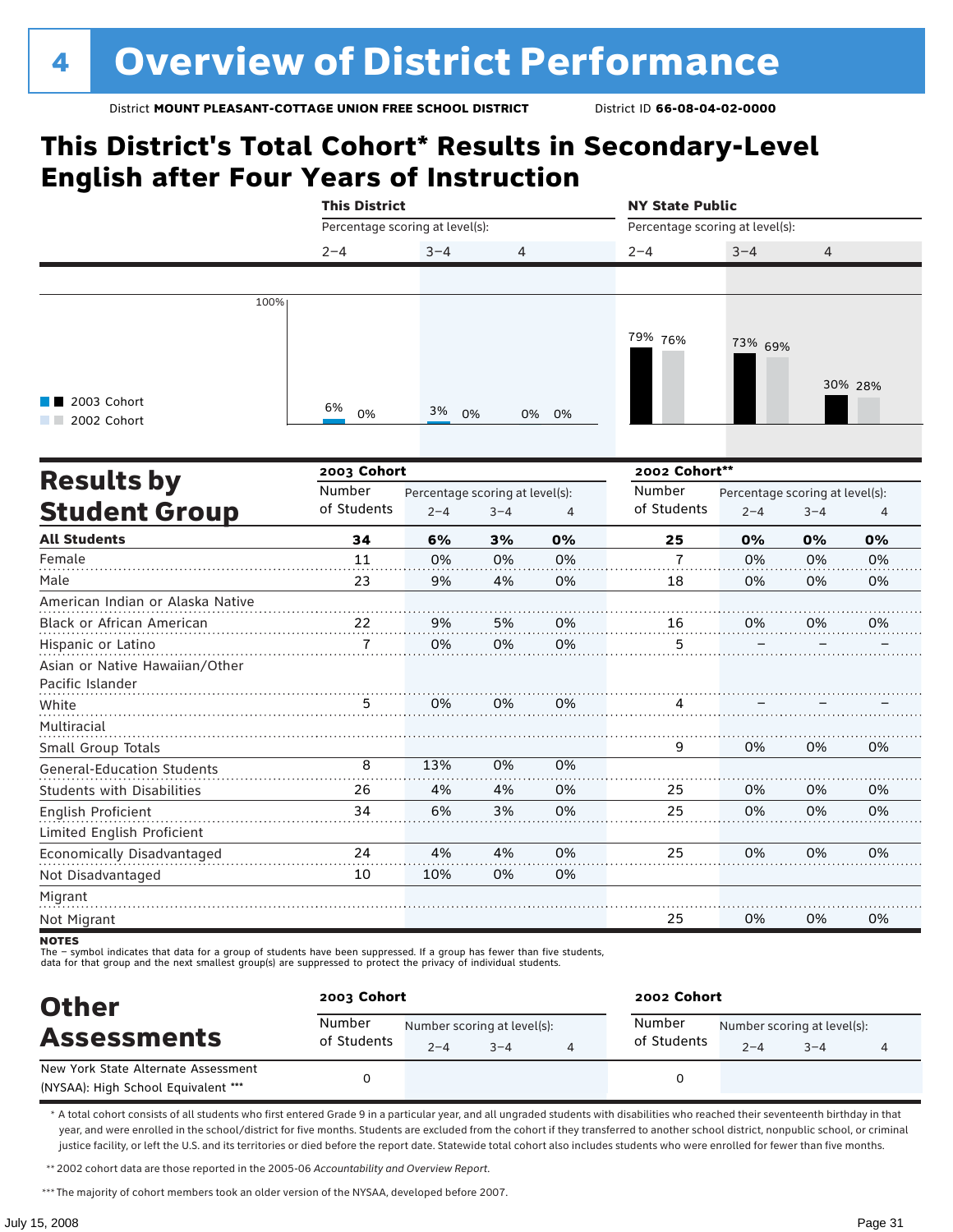# 4 Overview of District Performance

District **MOUNT PLEASANT-COTTAGE UNION FREE SCHOOL DISTRICT** District ID **66-08-04-02-0000**

## This District's Total Cohort* Results in Secondary-Level English after Four Years of Instruction

| | This District 2–4 | This District 3–4 | This District 4 | NY State Public 2–4 | NY State Public 3–4 | NY State Public 4 |
|---|---|---|---|---|---|---|
| 2003 Cohort | 6% | 3% | 0% | 79% | 73% | 30% |
| 2002 Cohort | 0% | 0% | 0% | 76% | 69% | 28% |

Percentage scoring at level(s).

## Results by Student Group

| | 2003 Cohort Number of Students | 2–4 | 3–4 | 4 | 2002 Cohort** Number of Students | 2–4 | 3–4 | 4 |
|---|---|---|---|---|---|---|---|---|
| **All Students** | **34** | **6%** | **3%** | **0%** | **25** | **0%** | **0%** | **0%** |
| Female | 11 | 0% | 0% | 0% | 7 | 0% | 0% | 0% |
| Male | 23 | 9% | 4% | 0% | 18 | 0% | 0% | 0% |
| American Indian or Alaska Native | | | | | | | | |
| Black or African American | 22 | 9% | 5% | 0% | 16 | 0% | 0% | 0% |
| Hispanic or Latino | 7 | 0% | 0% | 0% | 5 | – | – | – |
| Asian or Native Hawaiian/Other Pacific Islander | | | | | | | | |
| White | 5 | 0% | 0% | 0% | 4 | – | – | – |
| Multiracial | | | | | | | | |
| Small Group Totals | | | | | 9 | 0% | 0% | 0% |
| General-Education Students | 8 | 13% | 0% | 0% | | | | |
| Students with Disabilities | 26 | 4% | 4% | 0% | 25 | 0% | 0% | 0% |
| English Proficient | 34 | 6% | 3% | 0% | 25 | 0% | 0% | 0% |
| Limited English Proficient | | | | | | | | |
| Economically Disadvantaged | 24 | 4% | 4% | 0% | 25 | 0% | 0% | 0% |
| Not Disadvantaged | 10 | 10% | 0% | 0% | | | | |
| Migrant | | | | | | | | |
| Not Migrant | | | | | 25 | 0% | 0% | 0% |

**NOTES**

The – symbol indicates that data for a group of students have been suppressed. If a group has fewer than five students, data for that group and the next smallest group(s) are suppressed to protect the privacy of individual students.

## Other Assessments

| | 2003 Cohort Number of Students | Number scoring at level(s): 2–4 | 3–4 | 4 | 2002 Cohort Number of Students | Number scoring at level(s): 2–4 | 3–4 | 4 |
|---|---|---|---|---|---|---|---|---|
| New York State Alternate Assessment (NYSAA): High School Equivalent *** | 0 | | | | 0 | | | |

\* A total cohort consists of all students who first entered Grade 9 in a particular year, and all ungraded students with disabilities who reached their seventeenth birthday in that year, and were enrolled in the school/district for five months. Students are excluded from the cohort if they transferred to another school district, nonpublic school, or criminal justice facility, or left the U.S. and its territories or died before the report date. Statewide total cohort also includes students who were enrolled for fewer than five months.

** 2002 cohort data are those reported in the 2005-06 *Accountability and Overview Report*.

*** The majority of cohort members took an older version of the NYSAA, developed before 2007.

July 15, 2008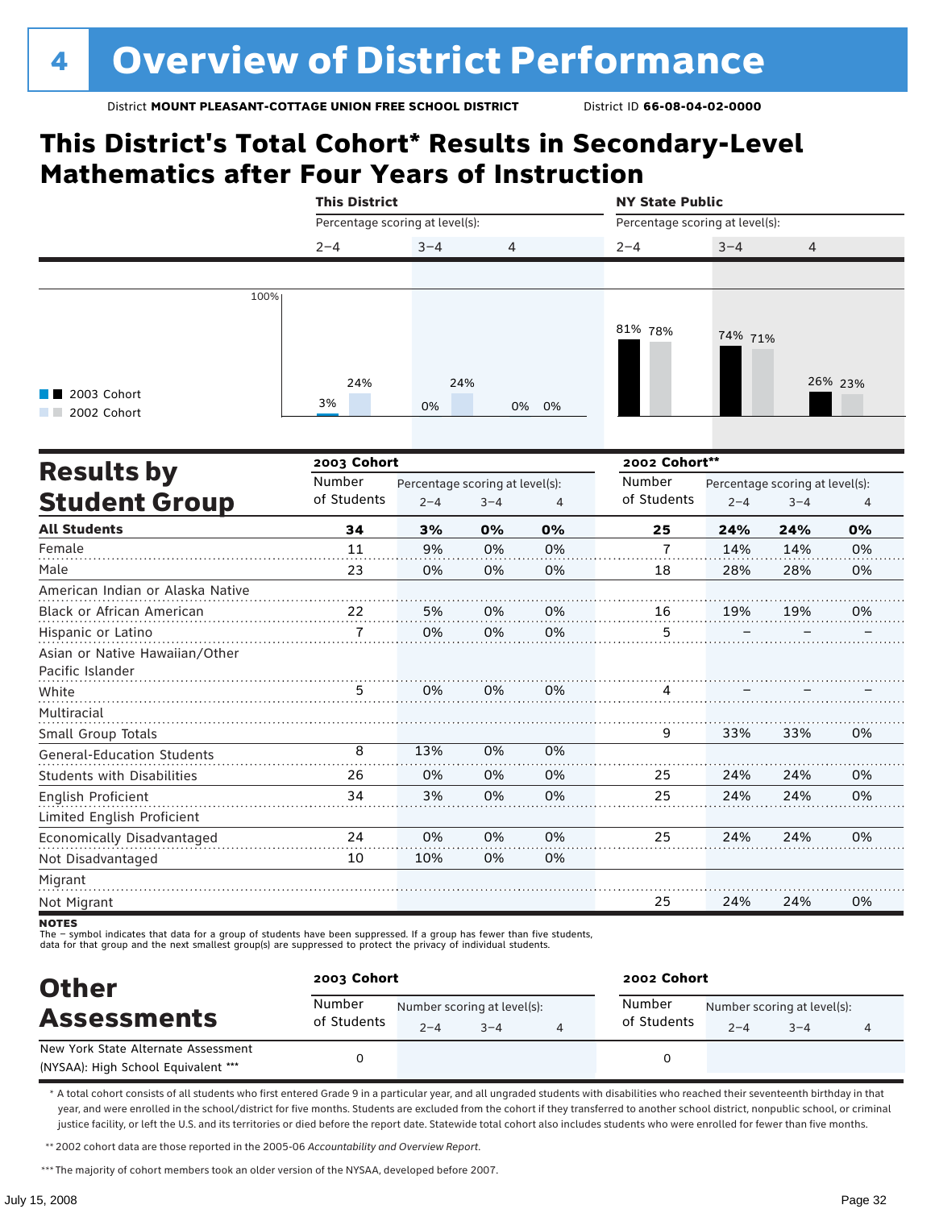# 4 Overview of District Performance

District **MOUNT PLEASANT-COTTAGE UNION FREE SCHOOL DISTRICT** District ID **66-08-04-02-0000**

## This District's Total Cohort* Results in Secondary-Level Mathematics after Four Years of Instruction

This District
Percentage scoring at level(s):
2–4 3–4 4

NY State Public
Percentage scoring at level(s):
2–4 3–4 4

100%

2003 Cohort
2002 Cohort

3% 24% 0% 24% 0% 0%

81% 78% 74% 71% 26% 23%

## Results by Student Group

| | 2003 Cohort | | | | 2002 Cohort** | | | |
|---|---|---|---|---|---|---|---|---|
| | Number of Students | Percentage scoring at level(s): 2–4 | 3–4 | 4 | Number of Students | Percentage scoring at level(s): 2–4 | 3–4 | 4 |
| **All Students** | **34** | **3%** | **0%** | **0%** | **25** | **24%** | **24%** | **0%** |
| Female | 11 | 9% | 0% | 0% | 7 | 14% | 14% | 0% |
| Male | 23 | 0% | 0% | 0% | 18 | 28% | 28% | 0% |
| American Indian or Alaska Native | | | | | | | | |
| Black or African American | 22 | 5% | 0% | 0% | 16 | 19% | 19% | 0% |
| Hispanic or Latino | 7 | 0% | 0% | 0% | 5 | – | – | – |
| Asian or Native Hawaiian/Other Pacific Islander | | | | | | | | |
| White | 5 | 0% | 0% | 0% | 4 | – | – | – |
| Multiracial | | | | | | | | |
| Small Group Totals | | | | | 9 | 33% | 33% | 0% |
| General-Education Students | 8 | 13% | 0% | 0% | | | | |
| Students with Disabilities | 26 | 0% | 0% | 0% | 25 | 24% | 24% | 0% |
| English Proficient | 34 | 3% | 0% | 0% | 25 | 24% | 24% | 0% |
| Limited English Proficient | | | | | | | | |
| Economically Disadvantaged | 24 | 0% | 0% | 0% | 25 | 24% | 24% | 0% |
| Not Disadvantaged | 10 | 10% | 0% | 0% | | | | |
| Migrant | | | | | | | | |
| Not Migrant | | | | | 25 | 24% | 24% | 0% |

**NOTES**
The – symbol indicates that data for a group of students have been suppressed. If a group has fewer than five students, data for that group and the next smallest group(s) are suppressed to protect the privacy of individual students.

## Other Assessments

| | 2003 Cohort | | | | 2002 Cohort | | | |
|---|---|---|---|---|---|---|---|---|
| | Number of Students | Number scoring at level(s): 2–4 | 3–4 | 4 | Number of Students | Number scoring at level(s): 2–4 | 3–4 | 4 |
| New York State Alternate Assessment (NYSAA): High School Equivalent *** | 0 | | | | 0 | | | |

\* A total cohort consists of all students who first entered Grade 9 in a particular year, and all ungraded students with disabilities who reached their seventeenth birthday in that year, and were enrolled in the school/district for five months. Students are excluded from the cohort if they transferred to another school district, nonpublic school, or criminal justice facility, or left the U.S. and its territories or died before the report date. Statewide total cohort also includes students who were enrolled for fewer than five months.

\*\* 2002 cohort data are those reported in the 2005-06 *Accountability and Overview Report*.

\*\*\* The majority of cohort members took an older version of the NYSAA, developed before 2007.

July 15, 2008